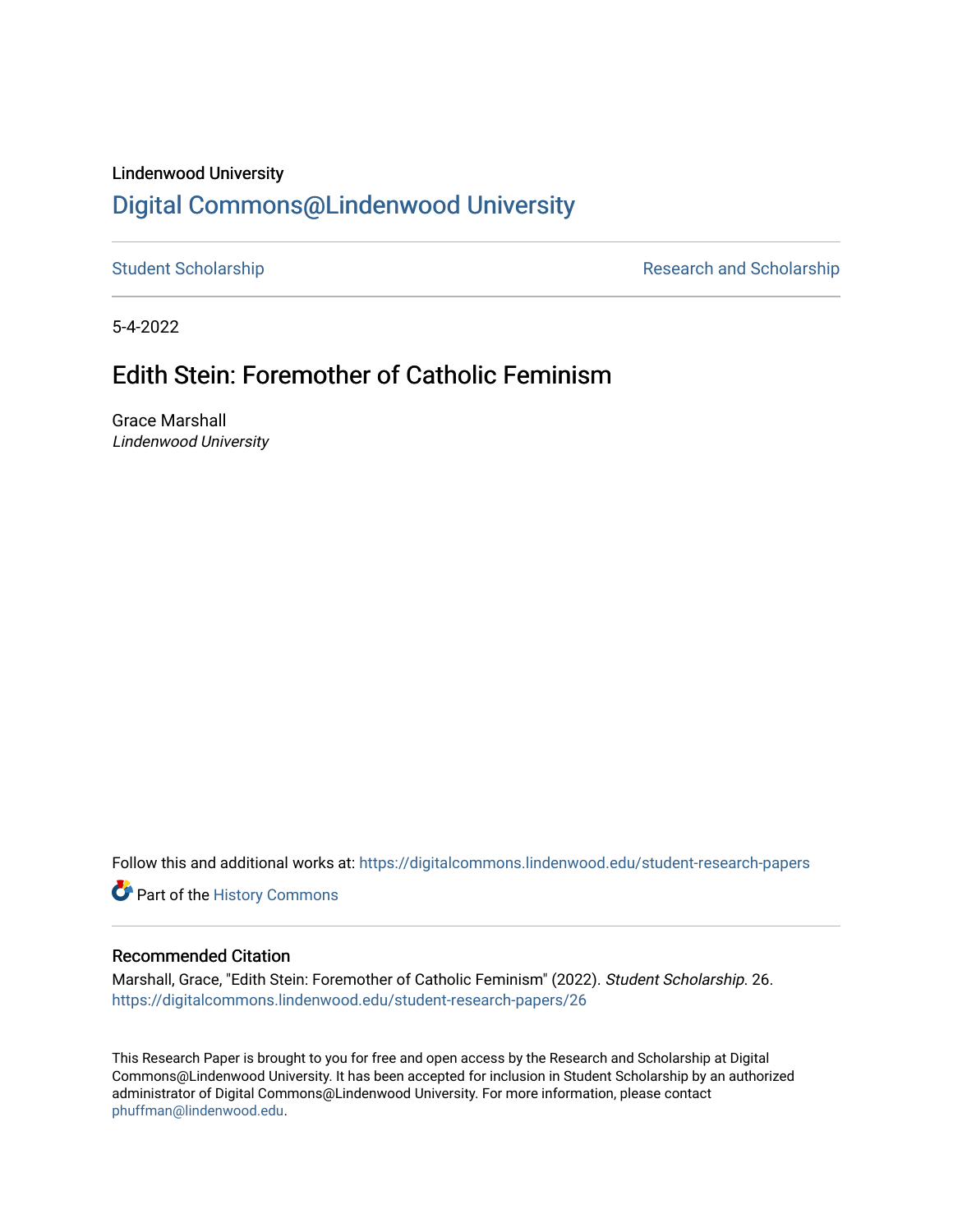Lindenwood University

# Digital Commons@Lindenwood University

Student Scholarship | Research and Scholarship

5-4-2022

## Edith Stein: Foremother of Catholic Feminism

Grace Marshall
*Lindenwood University*

Follow this and additional works at: https://digitalcommons.lindenwood.edu/student-research-papers

Part of the History Commons

### Recommended Citation

Marshall, Grace, "Edith Stein: Foremother of Catholic Feminism" (2022). *Student Scholarship*. 26.
https://digitalcommons.lindenwood.edu/student-research-papers/26

This Research Paper is brought to you for free and open access by the Research and Scholarship at Digital Commons@Lindenwood University. It has been accepted for inclusion in Student Scholarship by an authorized administrator of Digital Commons@Lindenwood University. For more information, please contact phuffman@lindenwood.edu.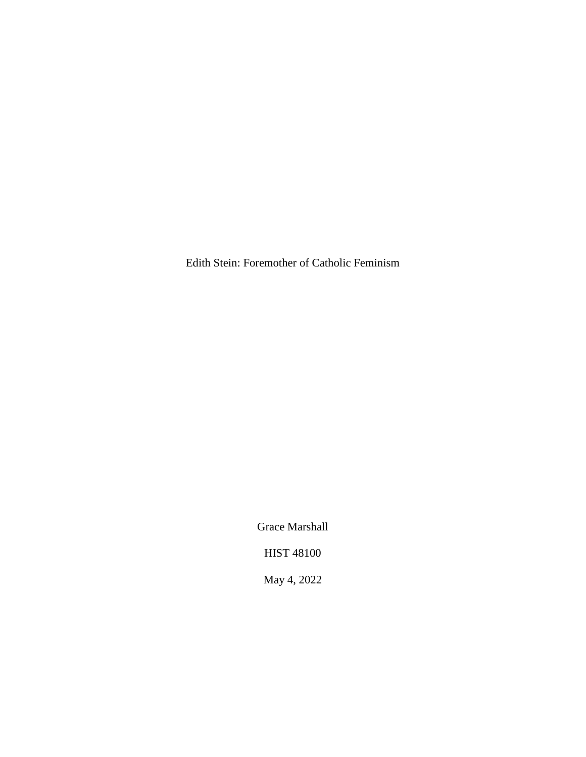Edith Stein: Foremother of Catholic Feminism

Grace Marshall

HIST 48100

May 4, 2022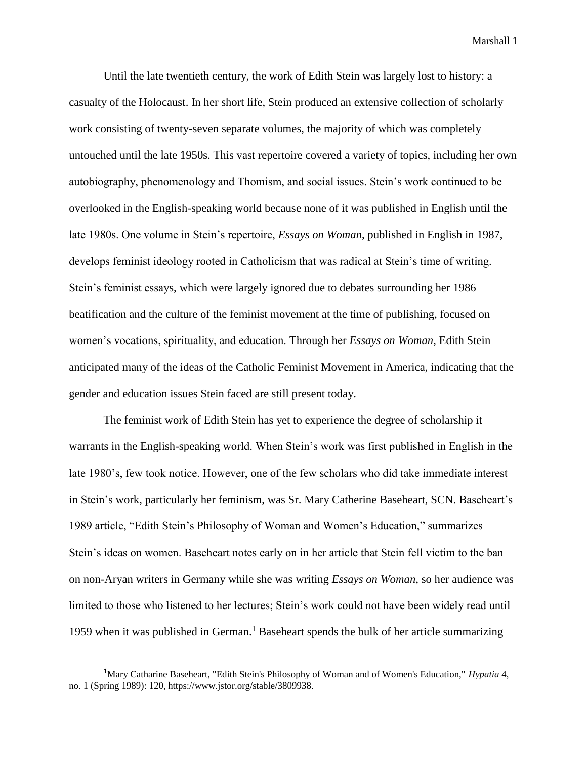Until the late twentieth century, the work of Edith Stein was largely lost to history: a casualty of the Holocaust. In her short life, Stein produced an extensive collection of scholarly work consisting of twenty-seven separate volumes, the majority of which was completely untouched until the late 1950s. This vast repertoire covered a variety of topics, including her own autobiography, phenomenology and Thomism, and social issues. Stein's work continued to be overlooked in the English-speaking world because none of it was published in English until the late 1980s. One volume in Stein's repertoire, *Essays on Woman*, published in English in 1987, develops feminist ideology rooted in Catholicism that was radical at Stein's time of writing. Stein's feminist essays, which were largely ignored due to debates surrounding her 1986 beatification and the culture of the feminist movement at the time of publishing, focused on women's vocations, spirituality, and education. Through her *Essays on Woman*, Edith Stein anticipated many of the ideas of the Catholic Feminist Movement in America, indicating that the gender and education issues Stein faced are still present today.

The feminist work of Edith Stein has yet to experience the degree of scholarship it warrants in the English-speaking world. When Stein's work was first published in English in the late 1980's, few took notice. However, one of the few scholars who did take immediate interest in Stein's work, particularly her feminism, was Sr. Mary Catherine Baseheart, SCN. Baseheart's 1989 article, "Edith Stein's Philosophy of Woman and Women's Education," summarizes Stein's ideas on women. Baseheart notes early on in her article that Stein fell victim to the ban on non-Aryan writers in Germany while she was writing *Essays on Woman*, so her audience was limited to those who listened to her lectures; Stein's work could not have been widely read until 1959 when it was published in German.[1] Baseheart spends the bulk of her article summarizing

---

[1] Mary Catharine Baseheart, "Edith Stein's Philosophy of Woman and of Women's Education," *Hypatia* 4, no. 1 (Spring 1989): 120, https://www.jstor.org/stable/3809938.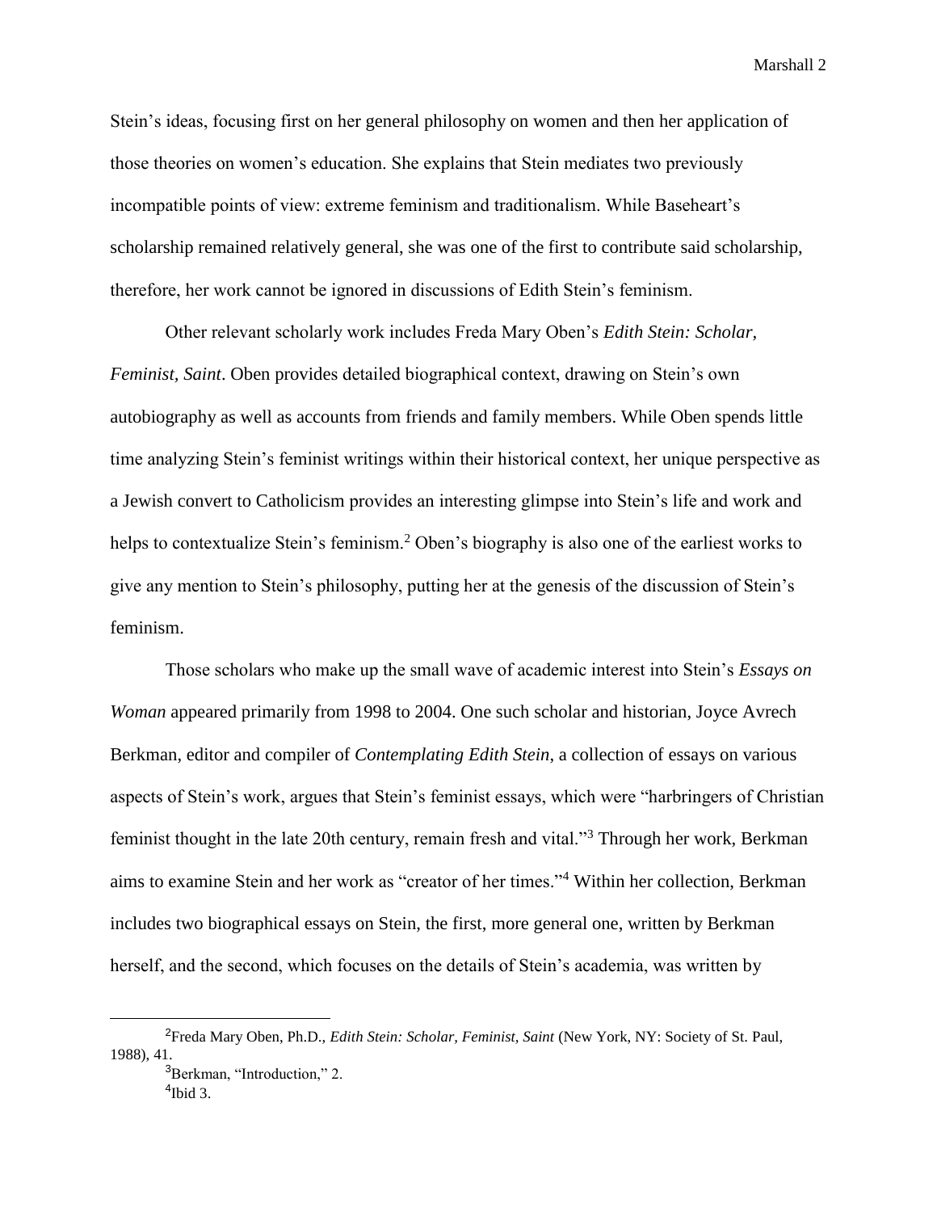Stein's ideas, focusing first on her general philosophy on women and then her application of those theories on women's education. She explains that Stein mediates two previously incompatible points of view: extreme feminism and traditionalism. While Baseheart's scholarship remained relatively general, she was one of the first to contribute said scholarship, therefore, her work cannot be ignored in discussions of Edith Stein's feminism.

Other relevant scholarly work includes Freda Mary Oben's *Edith Stein: Scholar, Feminist, Saint*. Oben provides detailed biographical context, drawing on Stein's own autobiography as well as accounts from friends and family members. While Oben spends little time analyzing Stein's feminist writings within their historical context, her unique perspective as a Jewish convert to Catholicism provides an interesting glimpse into Stein's life and work and helps to contextualize Stein's feminism.[2] Oben's biography is also one of the earliest works to give any mention to Stein's philosophy, putting her at the genesis of the discussion of Stein's feminism.

Those scholars who make up the small wave of academic interest into Stein's *Essays on Woman* appeared primarily from 1998 to 2004. One such scholar and historian, Joyce Avrech Berkman, editor and compiler of *Contemplating Edith Stein*, a collection of essays on various aspects of Stein's work, argues that Stein's feminist essays, which were "harbringers of Christian feminist thought in the late 20th century, remain fresh and vital."[3] Through her work, Berkman aims to examine Stein and her work as "creator of her times."[4] Within her collection, Berkman includes two biographical essays on Stein, the first, more general one, written by Berkman herself, and the second, which focuses on the details of Stein's academia, was written by

[2] Freda Mary Oben, Ph.D., *Edith Stein: Scholar, Feminist, Saint* (New York, NY: Society of St. Paul, 1988), 41.

[3] Berkman, "Introduction," 2.

[4] Ibid 3.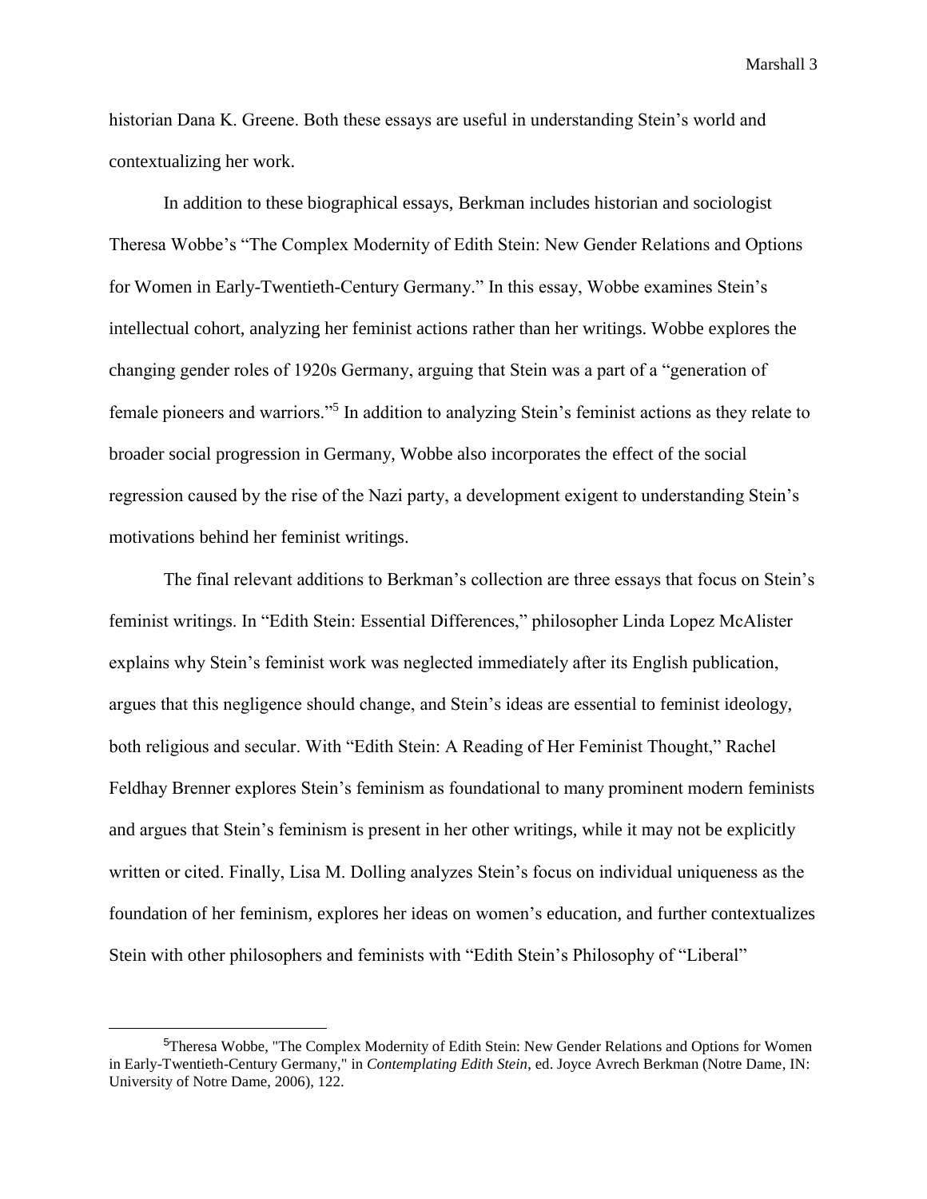historian Dana K. Greene. Both these essays are useful in understanding Stein's world and contextualizing her work.

In addition to these biographical essays, Berkman includes historian and sociologist Theresa Wobbe's "The Complex Modernity of Edith Stein: New Gender Relations and Options for Women in Early-Twentieth-Century Germany." In this essay, Wobbe examines Stein's intellectual cohort, analyzing her feminist actions rather than her writings. Wobbe explores the changing gender roles of 1920s Germany, arguing that Stein was a part of a "generation of female pioneers and warriors."[5] In addition to analyzing Stein's feminist actions as they relate to broader social progression in Germany, Wobbe also incorporates the effect of the social regression caused by the rise of the Nazi party, a development exigent to understanding Stein's motivations behind her feminist writings.

The final relevant additions to Berkman's collection are three essays that focus on Stein's feminist writings. In "Edith Stein: Essential Differences," philosopher Linda Lopez McAlister explains why Stein's feminist work was neglected immediately after its English publication, argues that this negligence should change, and Stein's ideas are essential to feminist ideology, both religious and secular. With "Edith Stein: A Reading of Her Feminist Thought," Rachel Feldhay Brenner explores Stein's feminism as foundational to many prominent modern feminists and argues that Stein's feminism is present in her other writings, while it may not be explicitly written or cited. Finally, Lisa M. Dolling analyzes Stein's focus on individual uniqueness as the foundation of her feminism, explores her ideas on women's education, and further contextualizes Stein with other philosophers and feminists with "Edith Stein's Philosophy of "Liberal"

[5] Theresa Wobbe, "The Complex Modernity of Edith Stein: New Gender Relations and Options for Women in Early-Twentieth-Century Germany," in *Contemplating Edith Stein*, ed. Joyce Avrech Berkman (Notre Dame, IN: University of Notre Dame, 2006), 122.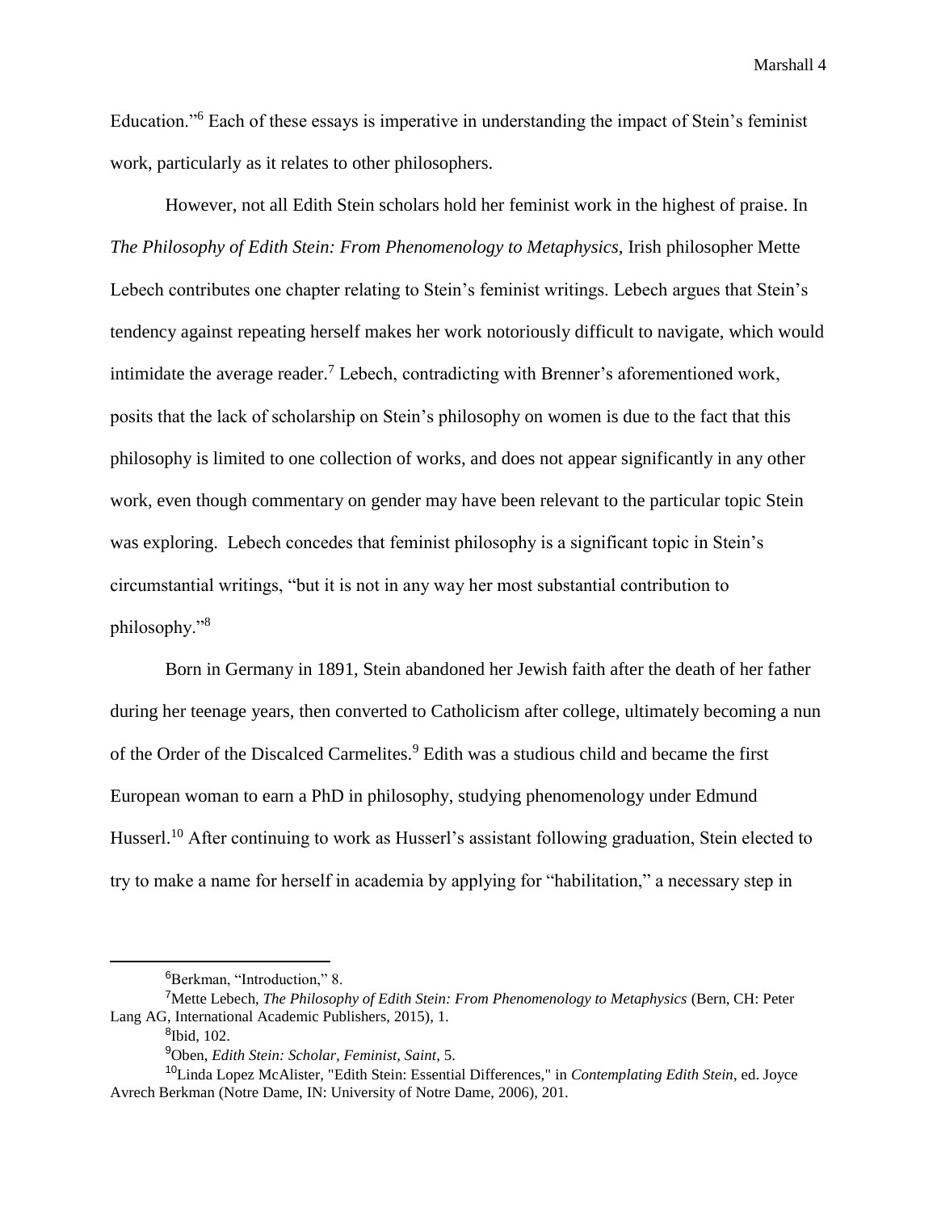Education."[6] Each of these essays is imperative in understanding the impact of Stein's feminist work, particularly as it relates to other philosophers.

However, not all Edith Stein scholars hold her feminist work in the highest of praise. In *The Philosophy of Edith Stein: From Phenomenology to Metaphysics,* Irish philosopher Mette Lebech contributes one chapter relating to Stein's feminist writings. Lebech argues that Stein's tendency against repeating herself makes her work notoriously difficult to navigate, which would intimidate the average reader.[7] Lebech, contradicting with Brenner's aforementioned work, posits that the lack of scholarship on Stein's philosophy on women is due to the fact that this philosophy is limited to one collection of works, and does not appear significantly in any other work, even though commentary on gender may have been relevant to the particular topic Stein was exploring. Lebech concedes that feminist philosophy is a significant topic in Stein's circumstantial writings, "but it is not in any way her most substantial contribution to philosophy."[8]

Born in Germany in 1891, Stein abandoned her Jewish faith after the death of her father during her teenage years, then converted to Catholicism after college, ultimately becoming a nun of the Order of the Discalced Carmelites.[9] Edith was a studious child and became the first European woman to earn a PhD in philosophy, studying phenomenology under Edmund Husserl.[10] After continuing to work as Husserl's assistant following graduation, Stein elected to try to make a name for herself in academia by applying for "habilitation," a necessary step in

---

[6] Berkman, "Introduction," 8.

[7] Mette Lebech, *The Philosophy of Edith Stein: From Phenomenology to Metaphysics* (Bern, CH: Peter Lang AG, International Academic Publishers, 2015), 1.

[8] Ibid, 102.

[9] Oben, *Edith Stein: Scholar, Feminist, Saint*, 5.

[10] Linda Lopez McAlister, "Edith Stein: Essential Differences," in *Contemplating Edith Stein*, ed. Joyce Avrech Berkman (Notre Dame, IN: University of Notre Dame, 2006), 201.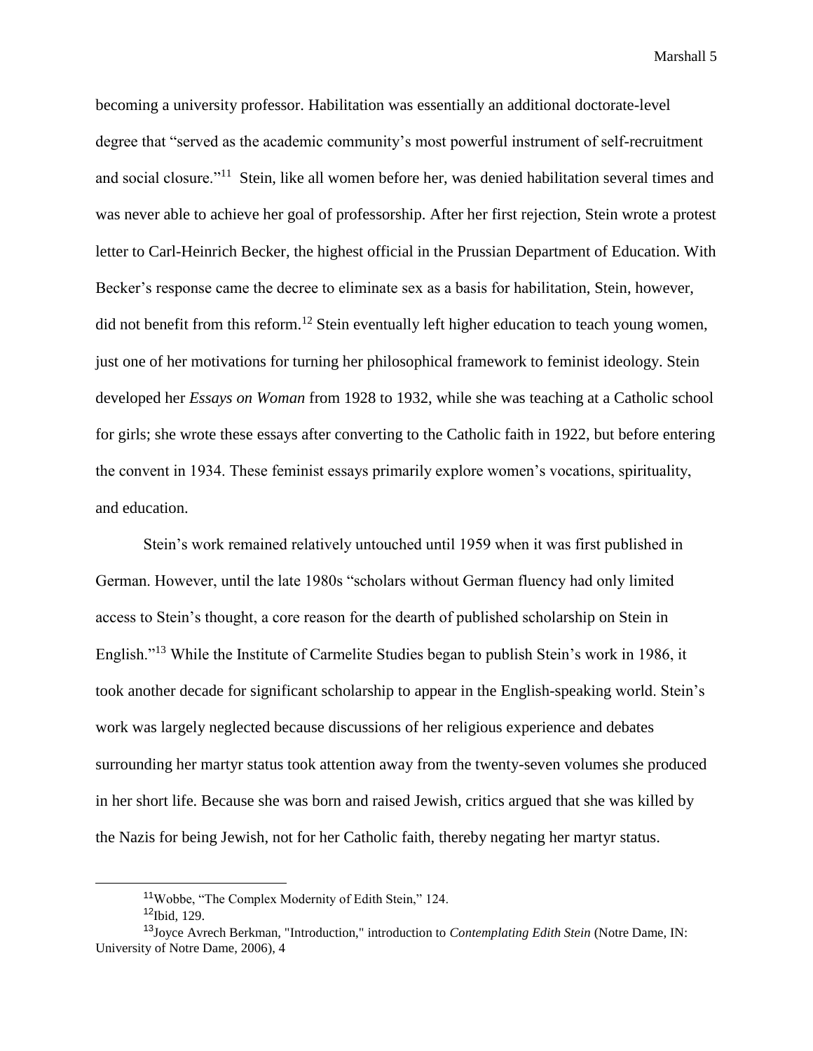becoming a university professor. Habilitation was essentially an additional doctorate-level degree that "served as the academic community's most powerful instrument of self-recruitment and social closure."[11] Stein, like all women before her, was denied habilitation several times and was never able to achieve her goal of professorship. After her first rejection, Stein wrote a protest letter to Carl-Heinrich Becker, the highest official in the Prussian Department of Education. With Becker's response came the decree to eliminate sex as a basis for habilitation, Stein, however, did not benefit from this reform.[12] Stein eventually left higher education to teach young women, just one of her motivations for turning her philosophical framework to feminist ideology. Stein developed her *Essays on Woman* from 1928 to 1932, while she was teaching at a Catholic school for girls; she wrote these essays after converting to the Catholic faith in 1922, but before entering the convent in 1934. These feminist essays primarily explore women's vocations, spirituality, and education.

Stein's work remained relatively untouched until 1959 when it was first published in German. However, until the late 1980s "scholars without German fluency had only limited access to Stein's thought, a core reason for the dearth of published scholarship on Stein in English."[13] While the Institute of Carmelite Studies began to publish Stein's work in 1986, it took another decade for significant scholarship to appear in the English-speaking world. Stein's work was largely neglected because discussions of her religious experience and debates surrounding her martyr status took attention away from the twenty-seven volumes she produced in her short life. Because she was born and raised Jewish, critics argued that she was killed by the Nazis for being Jewish, not for her Catholic faith, thereby negating her martyr status.

---

[11] Wobbe, "The Complex Modernity of Edith Stein," 124.

[12] Ibid, 129.

[13] Joyce Avrech Berkman, "Introduction," introduction to *Contemplating Edith Stein* (Notre Dame, IN: University of Notre Dame, 2006), 4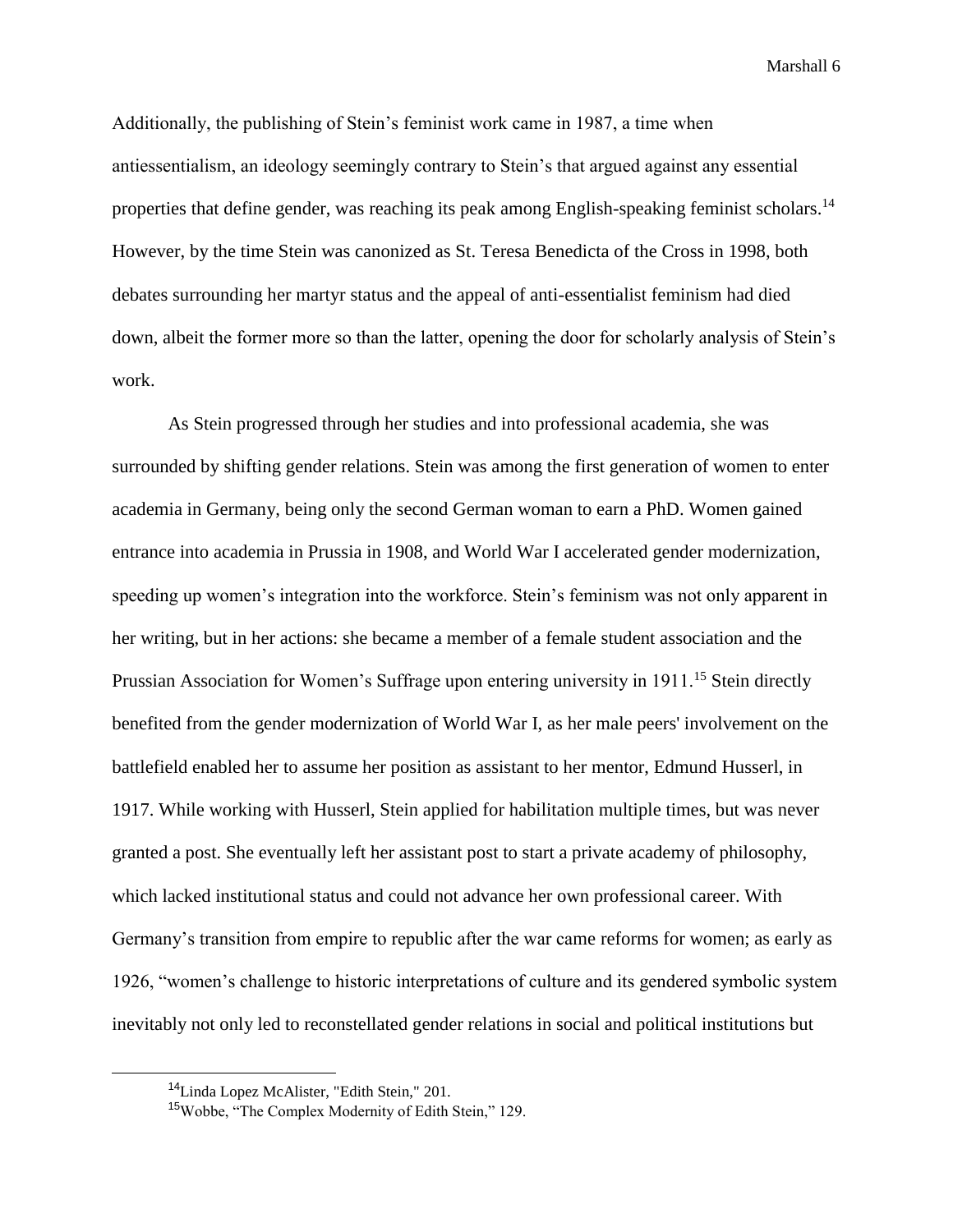Additionally, the publishing of Stein's feminist work came in 1987, a time when antiessentialism, an ideology seemingly contrary to Stein's that argued against any essential properties that define gender, was reaching its peak among English-speaking feminist scholars.[14] However, by the time Stein was canonized as St. Teresa Benedicta of the Cross in 1998, both debates surrounding her martyr status and the appeal of anti-essentialist feminism had died down, albeit the former more so than the latter, opening the door for scholarly analysis of Stein's work.

As Stein progressed through her studies and into professional academia, she was surrounded by shifting gender relations. Stein was among the first generation of women to enter academia in Germany, being only the second German woman to earn a PhD. Women gained entrance into academia in Prussia in 1908, and World War I accelerated gender modernization, speeding up women's integration into the workforce. Stein's feminism was not only apparent in her writing, but in her actions: she became a member of a female student association and the Prussian Association for Women's Suffrage upon entering university in 1911.[15] Stein directly benefited from the gender modernization of World War I, as her male peers' involvement on the battlefield enabled her to assume her position as assistant to her mentor, Edmund Husserl, in 1917. While working with Husserl, Stein applied for habilitation multiple times, but was never granted a post. She eventually left her assistant post to start a private academy of philosophy, which lacked institutional status and could not advance her own professional career. With Germany's transition from empire to republic after the war came reforms for women; as early as 1926, "women's challenge to historic interpretations of culture and its gendered symbolic system inevitably not only led to reconstellated gender relations in social and political institutions but

[14] Linda Lopez McAlister, "Edith Stein," 201.

[15] Wobbe, "The Complex Modernity of Edith Stein," 129.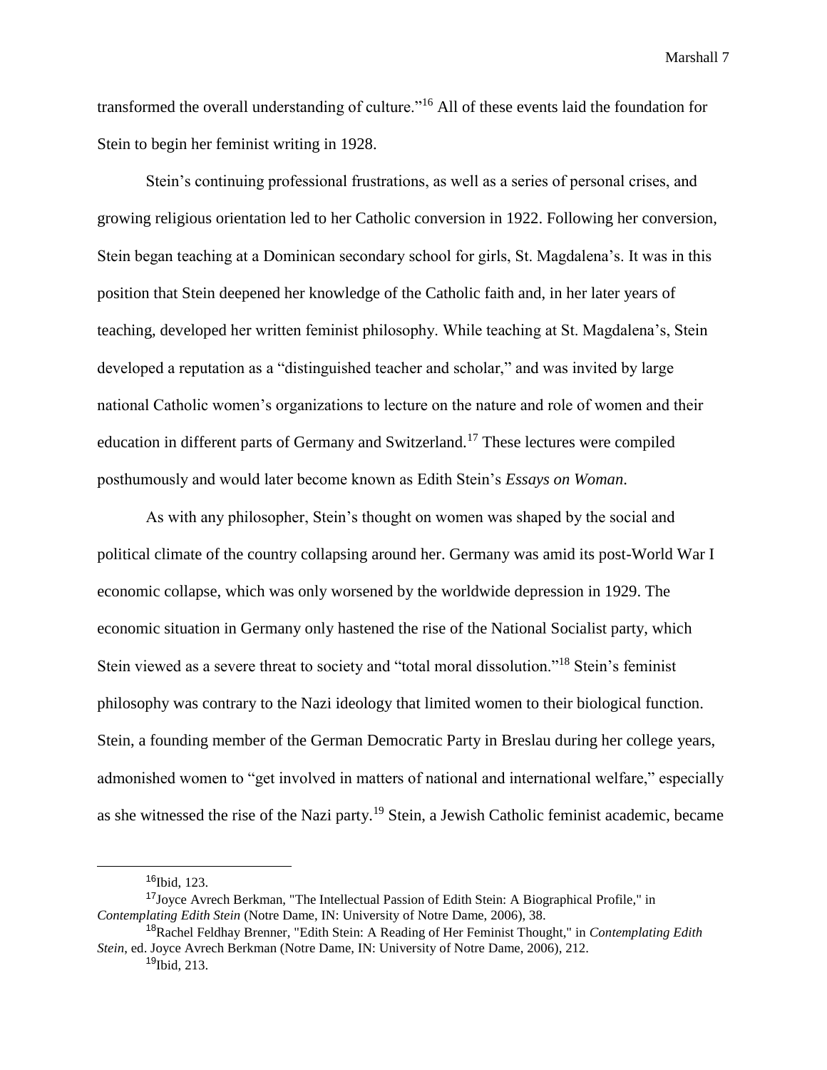transformed the overall understanding of culture."[16] All of these events laid the foundation for Stein to begin her feminist writing in 1928.

Stein's continuing professional frustrations, as well as a series of personal crises, and growing religious orientation led to her Catholic conversion in 1922. Following her conversion, Stein began teaching at a Dominican secondary school for girls, St. Magdalena's. It was in this position that Stein deepened her knowledge of the Catholic faith and, in her later years of teaching, developed her written feminist philosophy. While teaching at St. Magdalena's, Stein developed a reputation as a "distinguished teacher and scholar," and was invited by large national Catholic women's organizations to lecture on the nature and role of women and their education in different parts of Germany and Switzerland.[17] These lectures were compiled posthumously and would later become known as Edith Stein's *Essays on Woman*.

As with any philosopher, Stein's thought on women was shaped by the social and political climate of the country collapsing around her. Germany was amid its post-World War I economic collapse, which was only worsened by the worldwide depression in 1929. The economic situation in Germany only hastened the rise of the National Socialist party, which Stein viewed as a severe threat to society and "total moral dissolution."[18] Stein's feminist philosophy was contrary to the Nazi ideology that limited women to their biological function. Stein, a founding member of the German Democratic Party in Breslau during her college years, admonished women to "get involved in matters of national and international welfare," especially as she witnessed the rise of the Nazi party.[19] Stein, a Jewish Catholic feminist academic, became

---

[16] Ibid, 123.

[17] Joyce Avrech Berkman, "The Intellectual Passion of Edith Stein: A Biographical Profile," in *Contemplating Edith Stein* (Notre Dame, IN: University of Notre Dame, 2006), 38.

[18] Rachel Feldhay Brenner, "Edith Stein: A Reading of Her Feminist Thought," in *Contemplating Edith Stein*, ed. Joyce Avrech Berkman (Notre Dame, IN: University of Notre Dame, 2006), 212.

[19] Ibid, 213.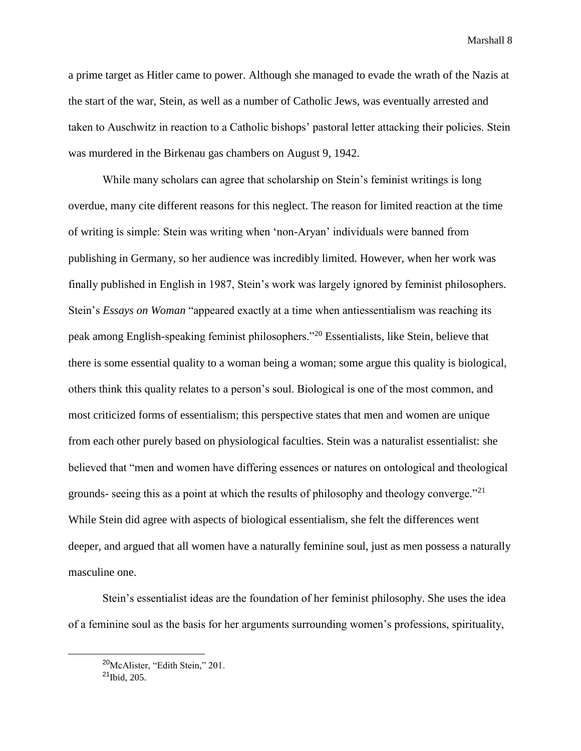a prime target as Hitler came to power. Although she managed to evade the wrath of the Nazis at the start of the war, Stein, as well as a number of Catholic Jews, was eventually arrested and taken to Auschwitz in reaction to a Catholic bishops' pastoral letter attacking their policies. Stein was murdered in the Birkenau gas chambers on August 9, 1942.

While many scholars can agree that scholarship on Stein's feminist writings is long overdue, many cite different reasons for this neglect. The reason for limited reaction at the time of writing is simple: Stein was writing when 'non-Aryan' individuals were banned from publishing in Germany, so her audience was incredibly limited. However, when her work was finally published in English in 1987, Stein's work was largely ignored by feminist philosophers. Stein's *Essays on Woman* "appeared exactly at a time when antiessentialism was reaching its peak among English-speaking feminist philosophers."[20] Essentialists, like Stein, believe that there is some essential quality to a woman being a woman; some argue this quality is biological, others think this quality relates to a person's soul. Biological is one of the most common, and most criticized forms of essentialism; this perspective states that men and women are unique from each other purely based on physiological faculties. Stein was a naturalist essentialist: she believed that "men and women have differing essences or natures on ontological and theological grounds- seeing this as a point at which the results of philosophy and theology converge."[21] While Stein did agree with aspects of biological essentialism, she felt the differences went deeper, and argued that all women have a naturally feminine soul, just as men possess a naturally masculine one.

Stein's essentialist ideas are the foundation of her feminist philosophy. She uses the idea of a feminine soul as the basis for her arguments surrounding women's professions, spirituality,

[20] McAlister, "Edith Stein," 201.
[21] Ibid, 205.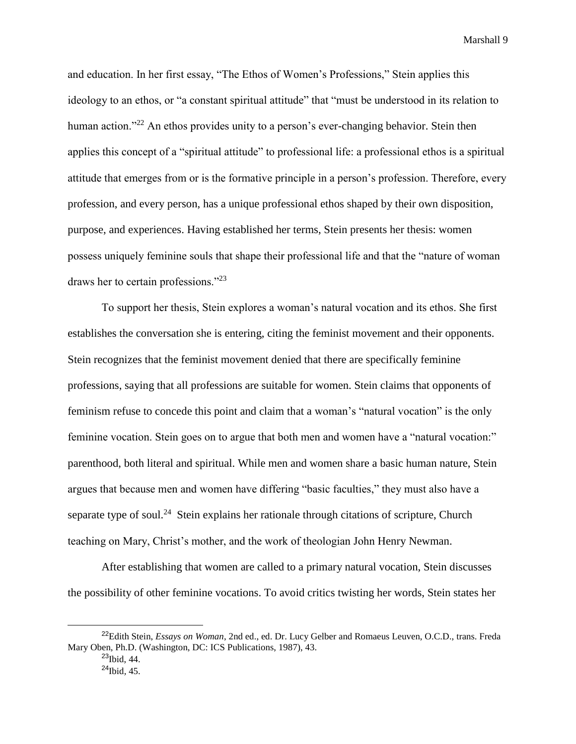and education. In her first essay, "The Ethos of Women's Professions," Stein applies this ideology to an ethos, or "a constant spiritual attitude" that "must be understood in its relation to human action."[22] An ethos provides unity to a person's ever-changing behavior. Stein then applies this concept of a "spiritual attitude" to professional life: a professional ethos is a spiritual attitude that emerges from or is the formative principle in a person's profession. Therefore, every profession, and every person, has a unique professional ethos shaped by their own disposition, purpose, and experiences. Having established her terms, Stein presents her thesis: women possess uniquely feminine souls that shape their professional life and that the "nature of woman draws her to certain professions."[23]

To support her thesis, Stein explores a woman's natural vocation and its ethos. She first establishes the conversation she is entering, citing the feminist movement and their opponents. Stein recognizes that the feminist movement denied that there are specifically feminine professions, saying that all professions are suitable for women. Stein claims that opponents of feminism refuse to concede this point and claim that a woman's "natural vocation" is the only feminine vocation. Stein goes on to argue that both men and women have a "natural vocation:" parenthood, both literal and spiritual. While men and women share a basic human nature, Stein argues that because men and women have differing "basic faculties," they must also have a separate type of soul.[24] Stein explains her rationale through citations of scripture, Church teaching on Mary, Christ's mother, and the work of theologian John Henry Newman.

After establishing that women are called to a primary natural vocation, Stein discusses the possibility of other feminine vocations. To avoid critics twisting her words, Stein states her

---

[22] Edith Stein, *Essays on Woman*, 2nd ed., ed. Dr. Lucy Gelber and Romaeus Leuven, O.C.D., trans. Freda Mary Oben, Ph.D. (Washington, DC: ICS Publications, 1987), 43.

[23] Ibid, 44.

[24] Ibid, 45.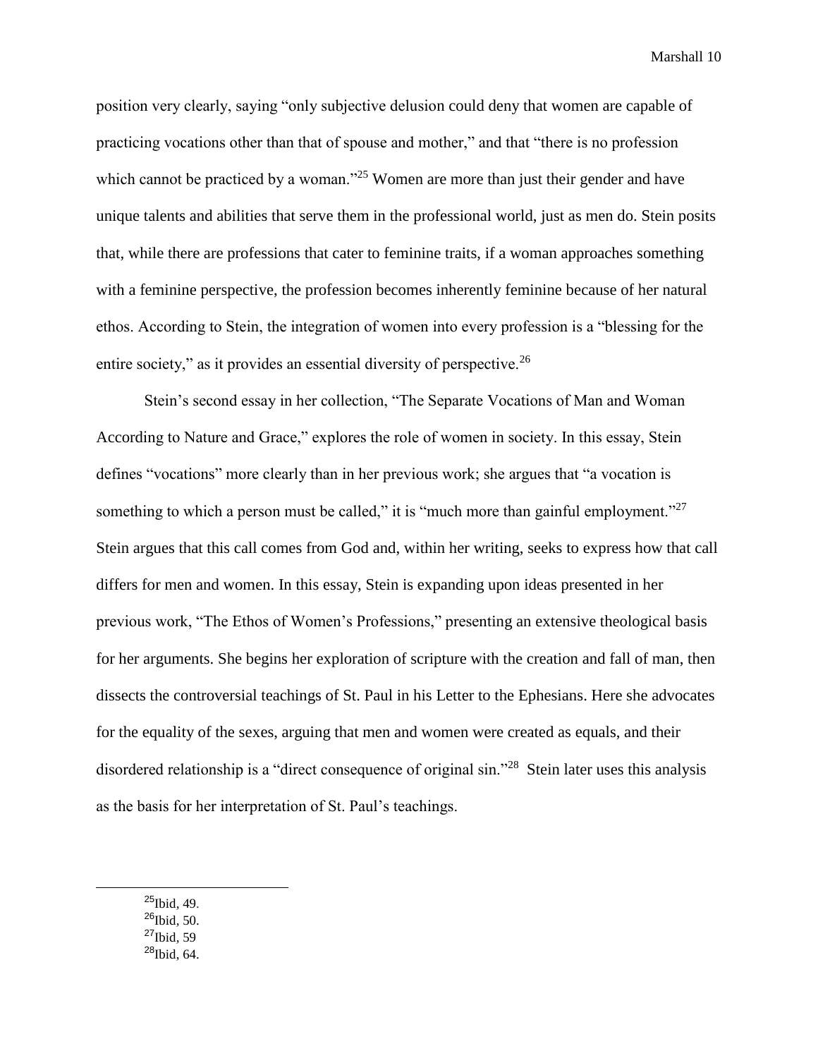position very clearly, saying "only subjective delusion could deny that women are capable of practicing vocations other than that of spouse and mother," and that "there is no profession which cannot be practiced by a woman."[25] Women are more than just their gender and have unique talents and abilities that serve them in the professional world, just as men do. Stein posits that, while there are professions that cater to feminine traits, if a woman approaches something with a feminine perspective, the profession becomes inherently feminine because of her natural ethos. According to Stein, the integration of women into every profession is a "blessing for the entire society," as it provides an essential diversity of perspective.[26]

Stein's second essay in her collection, "The Separate Vocations of Man and Woman According to Nature and Grace," explores the role of women in society. In this essay, Stein defines "vocations" more clearly than in her previous work; she argues that "a vocation is something to which a person must be called," it is "much more than gainful employment."[27] Stein argues that this call comes from God and, within her writing, seeks to express how that call differs for men and women. In this essay, Stein is expanding upon ideas presented in her previous work, "The Ethos of Women's Professions," presenting an extensive theological basis for her arguments. She begins her exploration of scripture with the creation and fall of man, then dissects the controversial teachings of St. Paul in his Letter to the Ephesians. Here she advocates for the equality of the sexes, arguing that men and women were created as equals, and their disordered relationship is a "direct consequence of original sin."[28] Stein later uses this analysis as the basis for her interpretation of St. Paul's teachings.

---

[25]Ibid, 49.
[26]Ibid, 50.
[27]Ibid, 59
[28]Ibid, 64.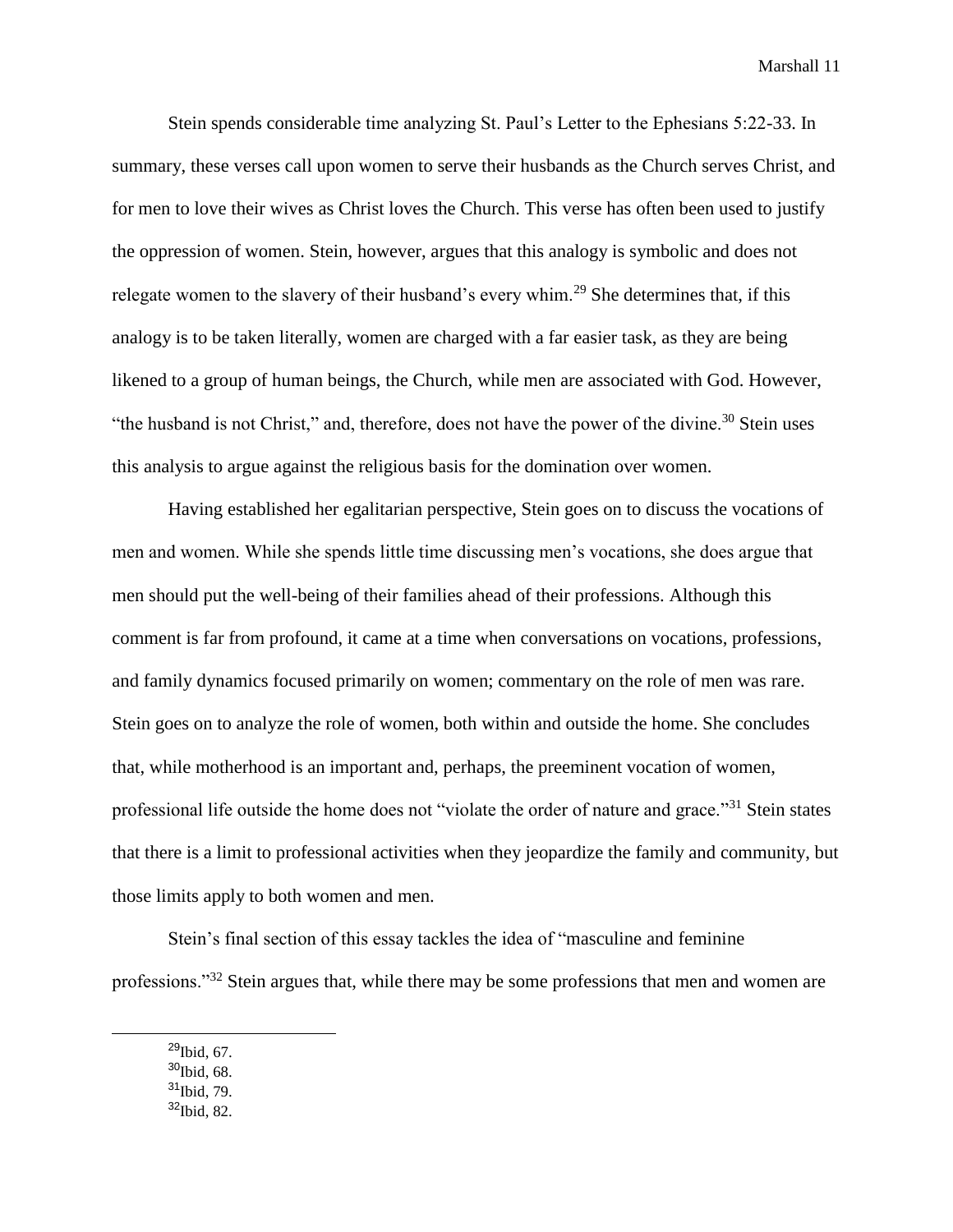Stein spends considerable time analyzing St. Paul's Letter to the Ephesians 5:22-33. In summary, these verses call upon women to serve their husbands as the Church serves Christ, and for men to love their wives as Christ loves the Church. This verse has often been used to justify the oppression of women. Stein, however, argues that this analogy is symbolic and does not relegate women to the slavery of their husband's every whim.[29] She determines that, if this analogy is to be taken literally, women are charged with a far easier task, as they are being likened to a group of human beings, the Church, while men are associated with God. However, "the husband is not Christ," and, therefore, does not have the power of the divine.[30] Stein uses this analysis to argue against the religious basis for the domination over women.

Having established her egalitarian perspective, Stein goes on to discuss the vocations of men and women. While she spends little time discussing men's vocations, she does argue that men should put the well-being of their families ahead of their professions. Although this comment is far from profound, it came at a time when conversations on vocations, professions, and family dynamics focused primarily on women; commentary on the role of men was rare. Stein goes on to analyze the role of women, both within and outside the home. She concludes that, while motherhood is an important and, perhaps, the preeminent vocation of women, professional life outside the home does not "violate the order of nature and grace."[31] Stein states that there is a limit to professional activities when they jeopardize the family and community, but those limits apply to both women and men.

Stein's final section of this essay tackles the idea of "masculine and feminine professions."[32] Stein argues that, while there may be some professions that men and women are

[29]Ibid, 67.
[30]Ibid, 68.
[31]Ibid, 79.
[32]Ibid, 82.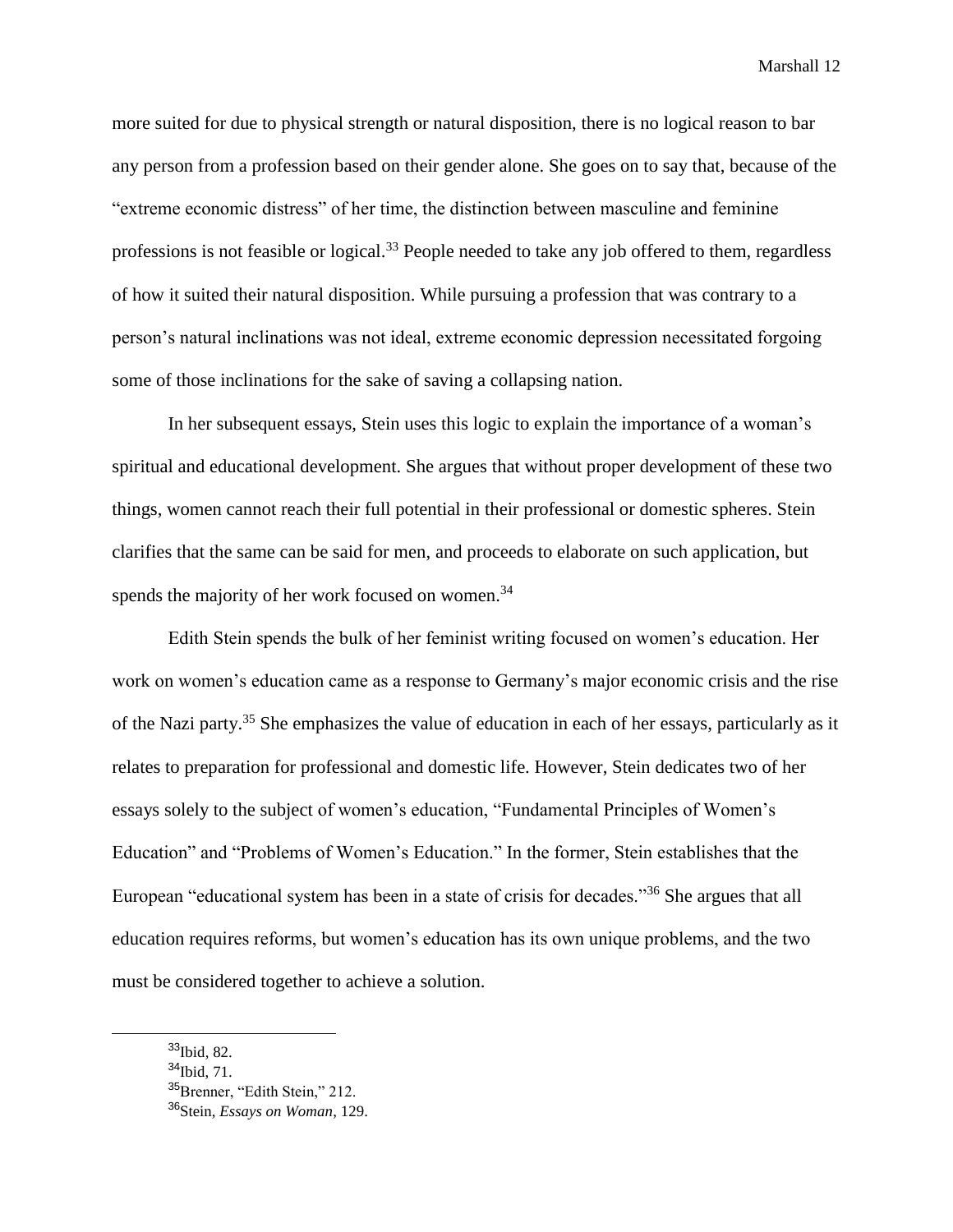more suited for due to physical strength or natural disposition, there is no logical reason to bar any person from a profession based on their gender alone. She goes on to say that, because of the "extreme economic distress" of her time, the distinction between masculine and feminine professions is not feasible or logical.[33] People needed to take any job offered to them, regardless of how it suited their natural disposition. While pursuing a profession that was contrary to a person's natural inclinations was not ideal, extreme economic depression necessitated forgoing some of those inclinations for the sake of saving a collapsing nation.

In her subsequent essays, Stein uses this logic to explain the importance of a woman's spiritual and educational development. She argues that without proper development of these two things, women cannot reach their full potential in their professional or domestic spheres. Stein clarifies that the same can be said for men, and proceeds to elaborate on such application, but spends the majority of her work focused on women.[34]

Edith Stein spends the bulk of her feminist writing focused on women's education. Her work on women's education came as a response to Germany's major economic crisis and the rise of the Nazi party.[35] She emphasizes the value of education in each of her essays, particularly as it relates to preparation for professional and domestic life. However, Stein dedicates two of her essays solely to the subject of women's education, "Fundamental Principles of Women's Education" and "Problems of Women's Education." In the former, Stein establishes that the European "educational system has been in a state of crisis for decades."[36] She argues that all education requires reforms, but women's education has its own unique problems, and the two must be considered together to achieve a solution.

---

[33] Ibid, 82.

[34] Ibid, 71.

[35] Brenner, "Edith Stein," 212.

[36] Stein, *Essays on Woman*, 129.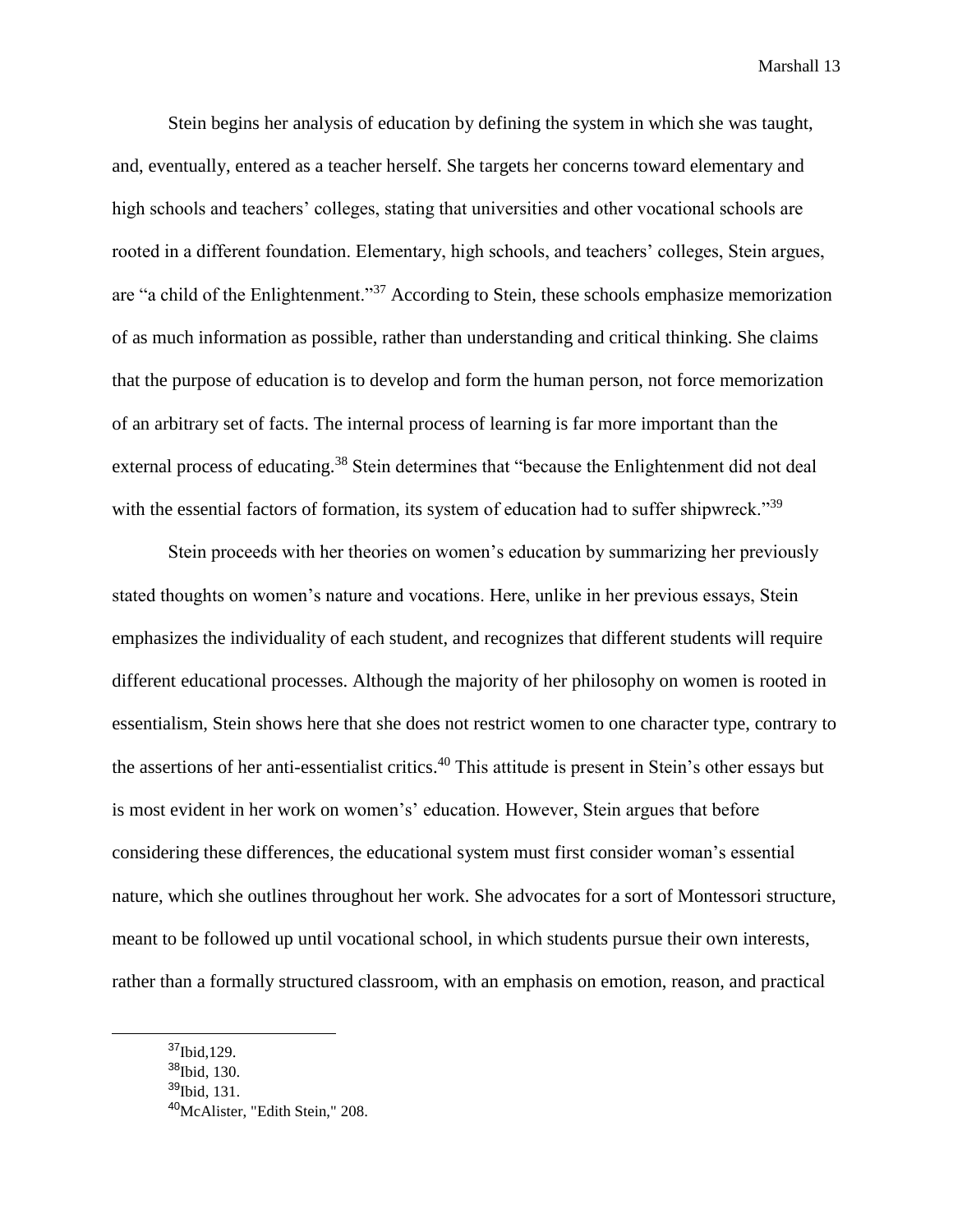Stein begins her analysis of education by defining the system in which she was taught, and, eventually, entered as a teacher herself. She targets her concerns toward elementary and high schools and teachers' colleges, stating that universities and other vocational schools are rooted in a different foundation. Elementary, high schools, and teachers' colleges, Stein argues, are "a child of the Enlightenment."[37] According to Stein, these schools emphasize memorization of as much information as possible, rather than understanding and critical thinking. She claims that the purpose of education is to develop and form the human person, not force memorization of an arbitrary set of facts. The internal process of learning is far more important than the external process of educating.[38] Stein determines that "because the Enlightenment did not deal with the essential factors of formation, its system of education had to suffer shipwreck."[39]

Stein proceeds with her theories on women's education by summarizing her previously stated thoughts on women's nature and vocations. Here, unlike in her previous essays, Stein emphasizes the individuality of each student, and recognizes that different students will require different educational processes. Although the majority of her philosophy on women is rooted in essentialism, Stein shows here that she does not restrict women to one character type, contrary to the assertions of her anti-essentialist critics.[40] This attitude is present in Stein's other essays but is most evident in her work on women's' education. However, Stein argues that before considering these differences, the educational system must first consider woman's essential nature, which she outlines throughout her work. She advocates for a sort of Montessori structure, meant to be followed up until vocational school, in which students pursue their own interests, rather than a formally structured classroom, with an emphasis on emotion, reason, and practical

---

[37]Ibid,129.

[38]Ibid, 130.

[39]Ibid, 131.

[40]McAlister, "Edith Stein," 208.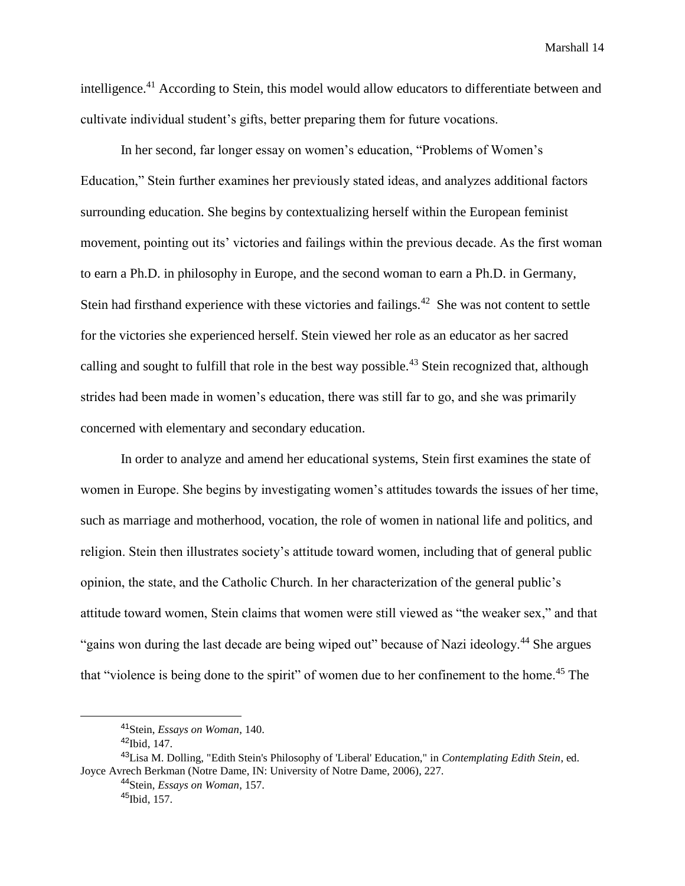intelligence.[41] According to Stein, this model would allow educators to differentiate between and cultivate individual student's gifts, better preparing them for future vocations.

In her second, far longer essay on women's education, "Problems of Women's Education," Stein further examines her previously stated ideas, and analyzes additional factors surrounding education. She begins by contextualizing herself within the European feminist movement, pointing out its' victories and failings within the previous decade. As the first woman to earn a Ph.D. in philosophy in Europe, and the second woman to earn a Ph.D. in Germany, Stein had firsthand experience with these victories and failings.[42] She was not content to settle for the victories she experienced herself. Stein viewed her role as an educator as her sacred calling and sought to fulfill that role in the best way possible.[43] Stein recognized that, although strides had been made in women's education, there was still far to go, and she was primarily concerned with elementary and secondary education.

In order to analyze and amend her educational systems, Stein first examines the state of women in Europe. She begins by investigating women's attitudes towards the issues of her time, such as marriage and motherhood, vocation, the role of women in national life and politics, and religion. Stein then illustrates society's attitude toward women, including that of general public opinion, the state, and the Catholic Church. In her characterization of the general public's attitude toward women, Stein claims that women were still viewed as "the weaker sex," and that "gains won during the last decade are being wiped out" because of Nazi ideology.[44] She argues that "violence is being done to the spirit" of women due to her confinement to the home.[45] The

---

[41] Stein, *Essays on Woman*, 140.

[42] Ibid, 147.

[43] Lisa M. Dolling, "Edith Stein's Philosophy of 'Liberal' Education," in *Contemplating Edith Stein*, ed. Joyce Avrech Berkman (Notre Dame, IN: University of Notre Dame, 2006), 227.

[44] Stein, *Essays on Woman*, 157.

[45] Ibid, 157.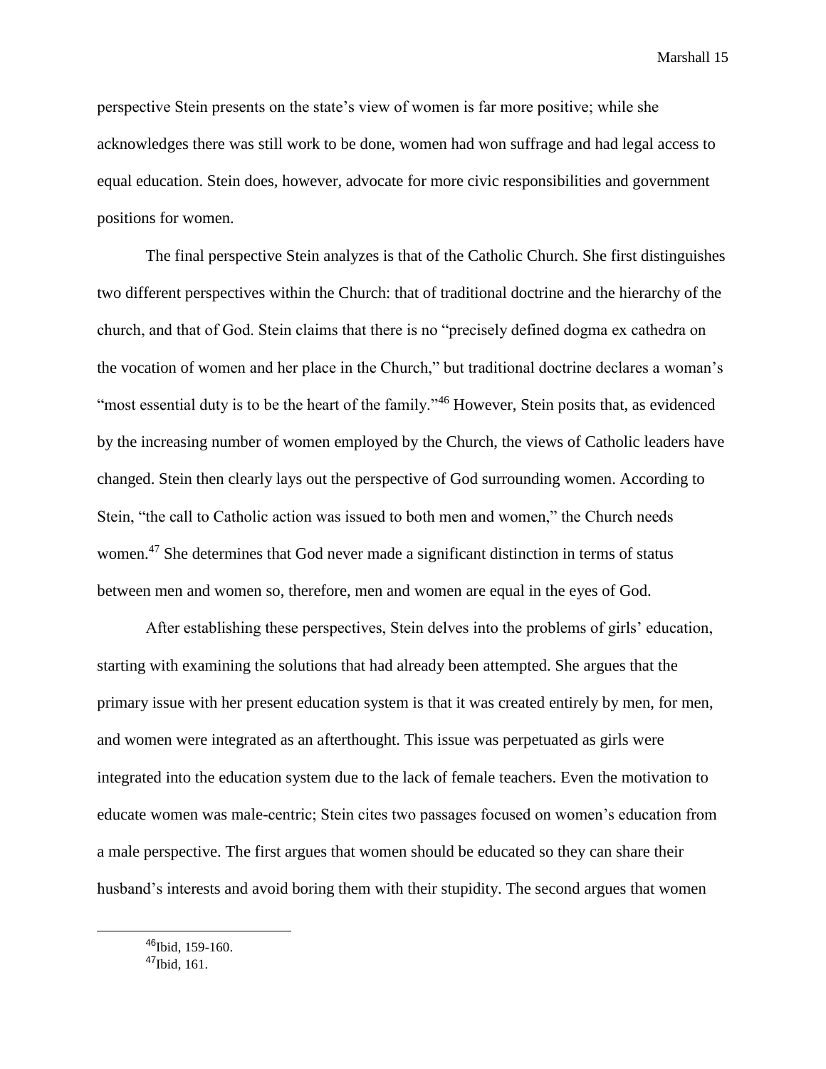perspective Stein presents on the state's view of women is far more positive; while she acknowledges there was still work to be done, women had won suffrage and had legal access to equal education. Stein does, however, advocate for more civic responsibilities and government positions for women.

The final perspective Stein analyzes is that of the Catholic Church. She first distinguishes two different perspectives within the Church: that of traditional doctrine and the hierarchy of the church, and that of God. Stein claims that there is no "precisely defined dogma ex cathedra on the vocation of women and her place in the Church," but traditional doctrine declares a woman's "most essential duty is to be the heart of the family."[46] However, Stein posits that, as evidenced by the increasing number of women employed by the Church, the views of Catholic leaders have changed. Stein then clearly lays out the perspective of God surrounding women. According to Stein, "the call to Catholic action was issued to both men and women," the Church needs women.[47] She determines that God never made a significant distinction in terms of status between men and women so, therefore, men and women are equal in the eyes of God.

After establishing these perspectives, Stein delves into the problems of girls' education, starting with examining the solutions that had already been attempted. She argues that the primary issue with her present education system is that it was created entirely by men, for men, and women were integrated as an afterthought. This issue was perpetuated as girls were integrated into the education system due to the lack of female teachers. Even the motivation to educate women was male-centric; Stein cites two passages focused on women's education from a male perspective. The first argues that women should be educated so they can share their husband's interests and avoid boring them with their stupidity. The second argues that women

---

[46] Ibid, 159-160.
[47] Ibid, 161.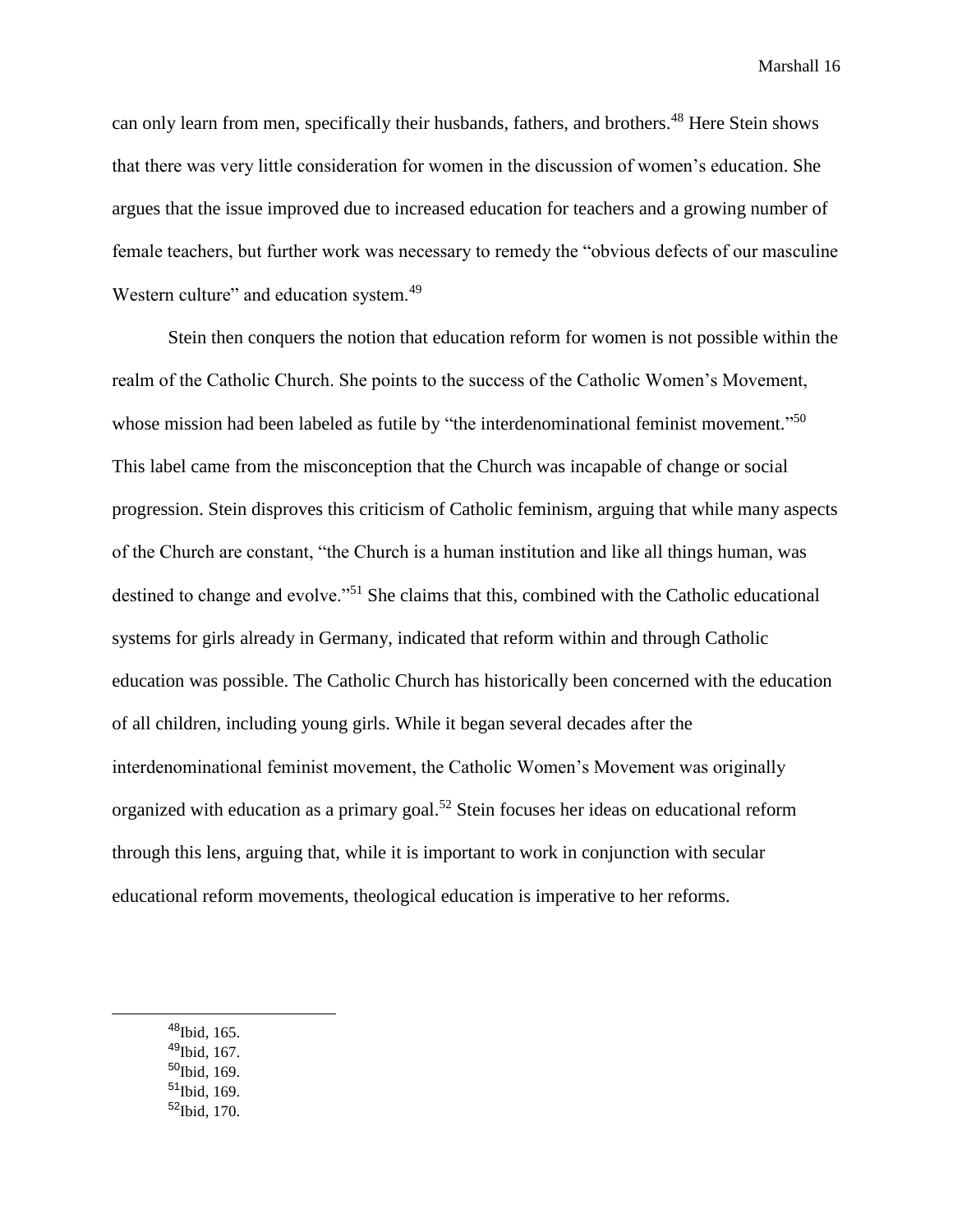can only learn from men, specifically their husbands, fathers, and brothers.[48] Here Stein shows that there was very little consideration for women in the discussion of women's education. She argues that the issue improved due to increased education for teachers and a growing number of female teachers, but further work was necessary to remedy the "obvious defects of our masculine Western culture" and education system.[49]

Stein then conquers the notion that education reform for women is not possible within the realm of the Catholic Church. She points to the success of the Catholic Women's Movement, whose mission had been labeled as futile by "the interdenominational feminist movement."[50] This label came from the misconception that the Church was incapable of change or social progression. Stein disproves this criticism of Catholic feminism, arguing that while many aspects of the Church are constant, "the Church is a human institution and like all things human, was destined to change and evolve."[51] She claims that this, combined with the Catholic educational systems for girls already in Germany, indicated that reform within and through Catholic education was possible. The Catholic Church has historically been concerned with the education of all children, including young girls. While it began several decades after the interdenominational feminist movement, the Catholic Women's Movement was originally organized with education as a primary goal.[52] Stein focuses her ideas on educational reform through this lens, arguing that, while it is important to work in conjunction with secular educational reform movements, theological education is imperative to her reforms.

---

[48] Ibid, 165.
[49] Ibid, 167.
[50] Ibid, 169.
[51] Ibid, 169.
[52] Ibid, 170.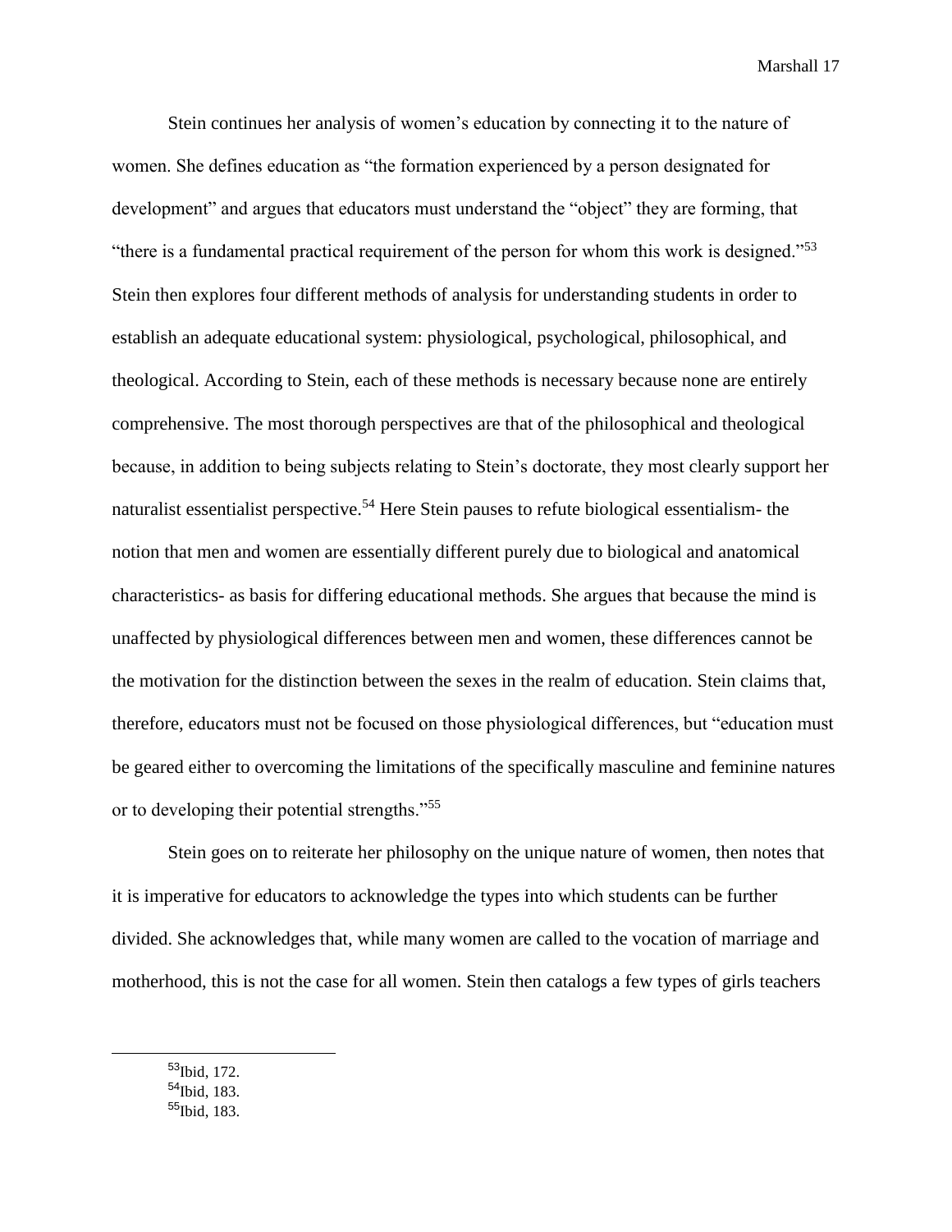Stein continues her analysis of women's education by connecting it to the nature of women. She defines education as "the formation experienced by a person designated for development" and argues that educators must understand the "object" they are forming, that "there is a fundamental practical requirement of the person for whom this work is designed."[53] Stein then explores four different methods of analysis for understanding students in order to establish an adequate educational system: physiological, psychological, philosophical, and theological. According to Stein, each of these methods is necessary because none are entirely comprehensive. The most thorough perspectives are that of the philosophical and theological because, in addition to being subjects relating to Stein's doctorate, they most clearly support her naturalist essentialist perspective.[54] Here Stein pauses to refute biological essentialism- the notion that men and women are essentially different purely due to biological and anatomical characteristics- as basis for differing educational methods. She argues that because the mind is unaffected by physiological differences between men and women, these differences cannot be the motivation for the distinction between the sexes in the realm of education. Stein claims that, therefore, educators must not be focused on those physiological differences, but "education must be geared either to overcoming the limitations of the specifically masculine and feminine natures or to developing their potential strengths."[55]

Stein goes on to reiterate her philosophy on the unique nature of women, then notes that it is imperative for educators to acknowledge the types into which students can be further divided. She acknowledges that, while many women are called to the vocation of marriage and motherhood, this is not the case for all women. Stein then catalogs a few types of girls teachers

---

[53] Ibid, 172.
[54] Ibid, 183.
[55] Ibid, 183.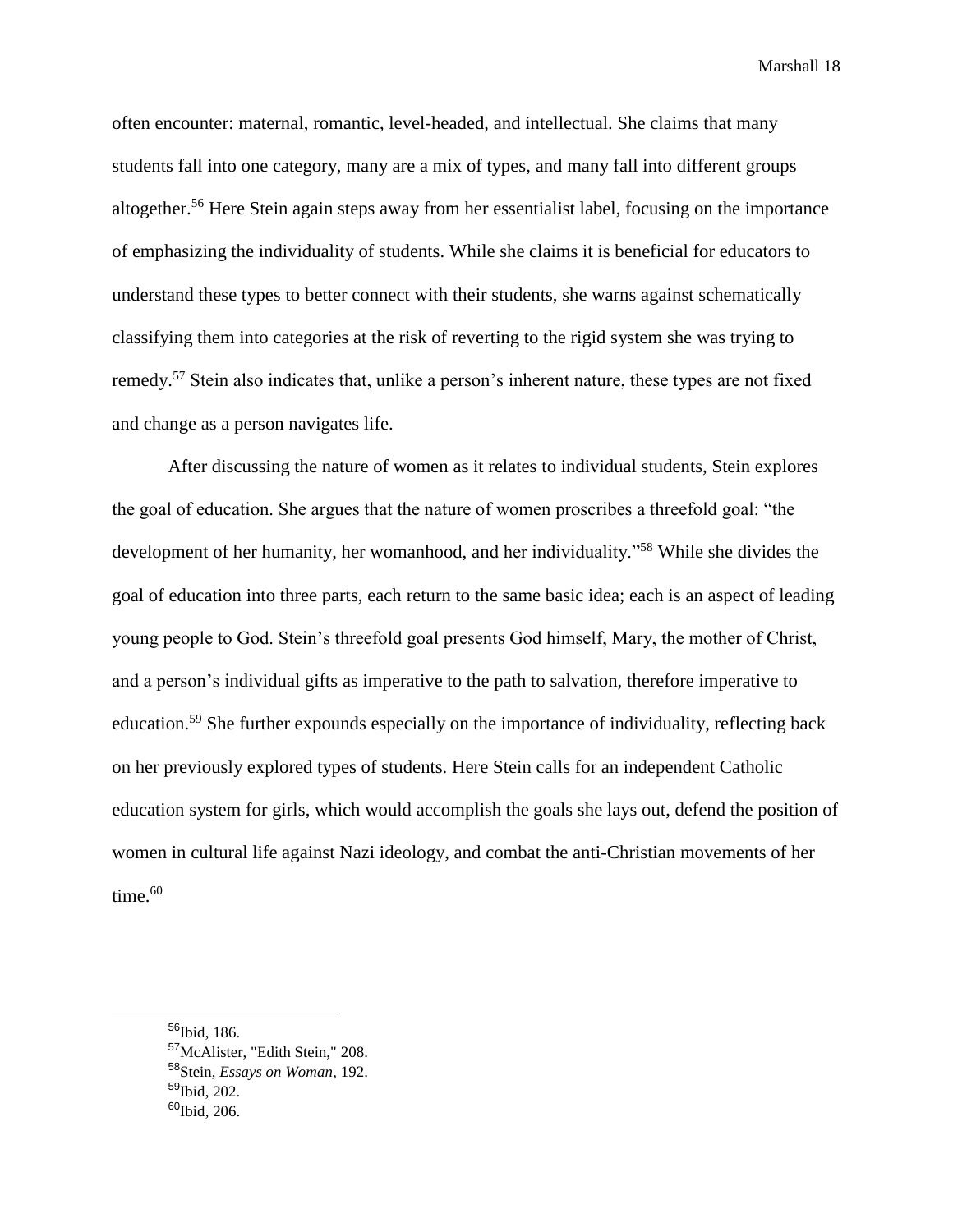often encounter: maternal, romantic, level-headed, and intellectual. She claims that many students fall into one category, many are a mix of types, and many fall into different groups altogether.[56] Here Stein again steps away from her essentialist label, focusing on the importance of emphasizing the individuality of students. While she claims it is beneficial for educators to understand these types to better connect with their students, she warns against schematically classifying them into categories at the risk of reverting to the rigid system she was trying to remedy.[57] Stein also indicates that, unlike a person's inherent nature, these types are not fixed and change as a person navigates life.

After discussing the nature of women as it relates to individual students, Stein explores the goal of education. She argues that the nature of women proscribes a threefold goal: "the development of her humanity, her womanhood, and her individuality."[58] While she divides the goal of education into three parts, each return to the same basic idea; each is an aspect of leading young people to God. Stein's threefold goal presents God himself, Mary, the mother of Christ, and a person's individual gifts as imperative to the path to salvation, therefore imperative to education.[59] She further expounds especially on the importance of individuality, reflecting back on her previously explored types of students. Here Stein calls for an independent Catholic education system for girls, which would accomplish the goals she lays out, defend the position of women in cultural life against Nazi ideology, and combat the anti-Christian movements of her time.[60]

---

[56]Ibid, 186.
[57]McAlister, "Edith Stein," 208.
[58]Stein, *Essays on Woman*, 192.
[59]Ibid, 202.
[60]Ibid, 206.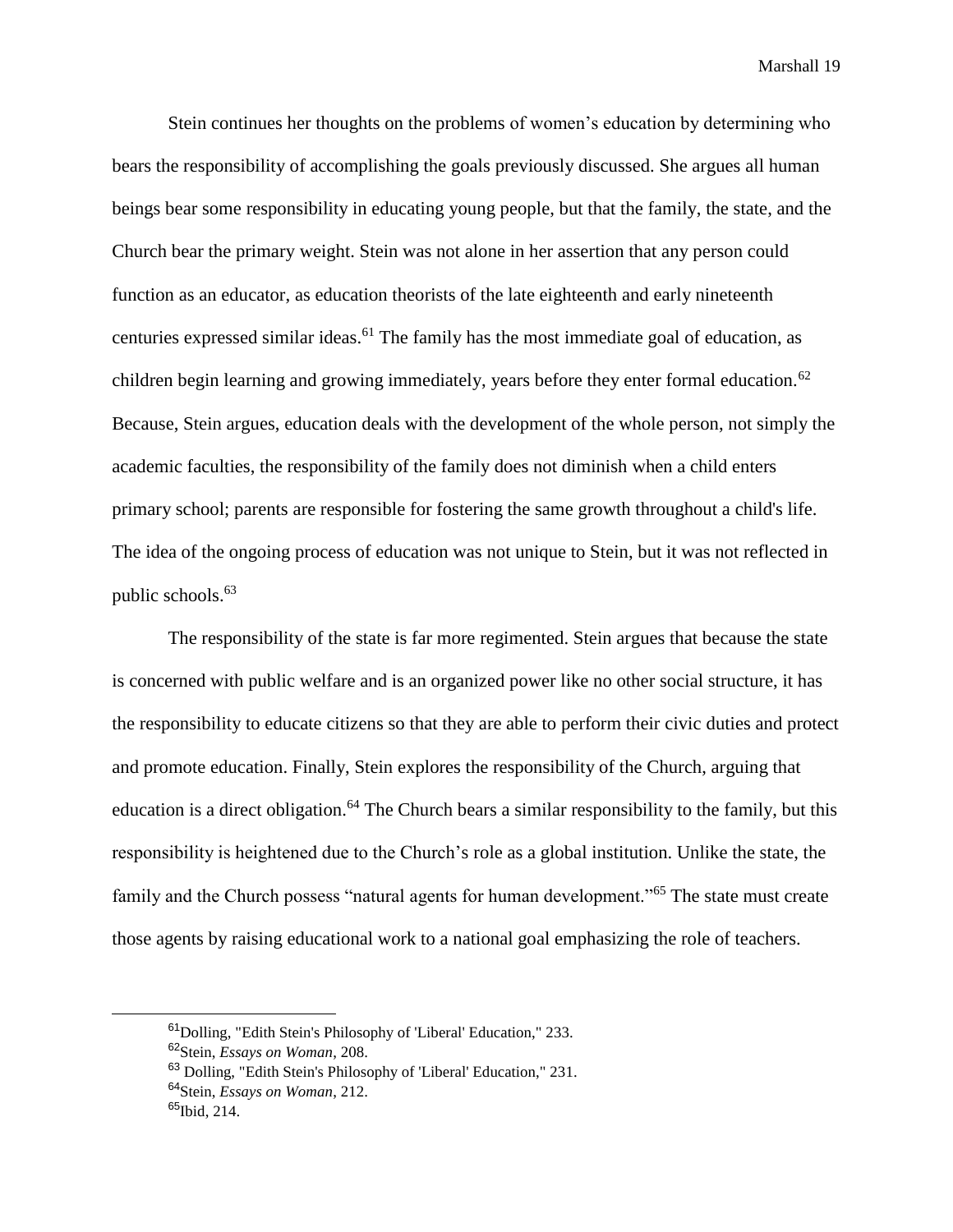Stein continues her thoughts on the problems of women's education by determining who bears the responsibility of accomplishing the goals previously discussed. She argues all human beings bear some responsibility in educating young people, but that the family, the state, and the Church bear the primary weight. Stein was not alone in her assertion that any person could function as an educator, as education theorists of the late eighteenth and early nineteenth centuries expressed similar ideas.[61] The family has the most immediate goal of education, as children begin learning and growing immediately, years before they enter formal education.[62] Because, Stein argues, education deals with the development of the whole person, not simply the academic faculties, the responsibility of the family does not diminish when a child enters primary school; parents are responsible for fostering the same growth throughout a child's life. The idea of the ongoing process of education was not unique to Stein, but it was not reflected in public schools.[63]

The responsibility of the state is far more regimented. Stein argues that because the state is concerned with public welfare and is an organized power like no other social structure, it has the responsibility to educate citizens so that they are able to perform their civic duties and protect and promote education. Finally, Stein explores the responsibility of the Church, arguing that education is a direct obligation.[64] The Church bears a similar responsibility to the family, but this responsibility is heightened due to the Church's role as a global institution. Unlike the state, the family and the Church possess "natural agents for human development."[65] The state must create those agents by raising educational work to a national goal emphasizing the role of teachers.

---

[61] Dolling, "Edith Stein's Philosophy of 'Liberal' Education," 233.

[62] Stein, *Essays on Woman*, 208.

[63] Dolling, "Edith Stein's Philosophy of 'Liberal' Education," 231.

[64] Stein, *Essays on Woman*, 212.

[65] Ibid, 214.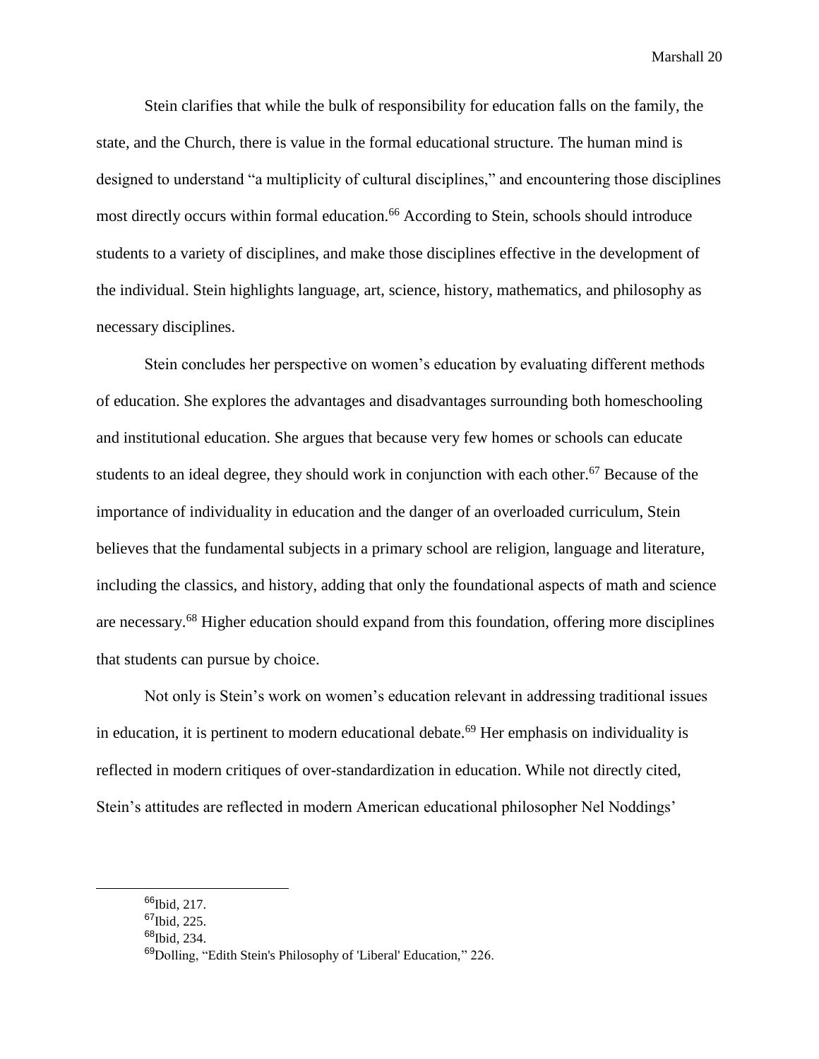Stein clarifies that while the bulk of responsibility for education falls on the family, the state, and the Church, there is value in the formal educational structure. The human mind is designed to understand "a multiplicity of cultural disciplines," and encountering those disciplines most directly occurs within formal education.[66] According to Stein, schools should introduce students to a variety of disciplines, and make those disciplines effective in the development of the individual. Stein highlights language, art, science, history, mathematics, and philosophy as necessary disciplines.

Stein concludes her perspective on women's education by evaluating different methods of education. She explores the advantages and disadvantages surrounding both homeschooling and institutional education. She argues that because very few homes or schools can educate students to an ideal degree, they should work in conjunction with each other.[67] Because of the importance of individuality in education and the danger of an overloaded curriculum, Stein believes that the fundamental subjects in a primary school are religion, language and literature, including the classics, and history, adding that only the foundational aspects of math and science are necessary.[68] Higher education should expand from this foundation, offering more disciplines that students can pursue by choice.

Not only is Stein's work on women's education relevant in addressing traditional issues in education, it is pertinent to modern educational debate.[69] Her emphasis on individuality is reflected in modern critiques of over-standardization in education. While not directly cited, Stein's attitudes are reflected in modern American educational philosopher Nel Noddings'

---

[66]Ibid, 217.
[67]Ibid, 225.
[68]Ibid, 234.
[69]Dolling, "Edith Stein's Philosophy of 'Liberal' Education," 226.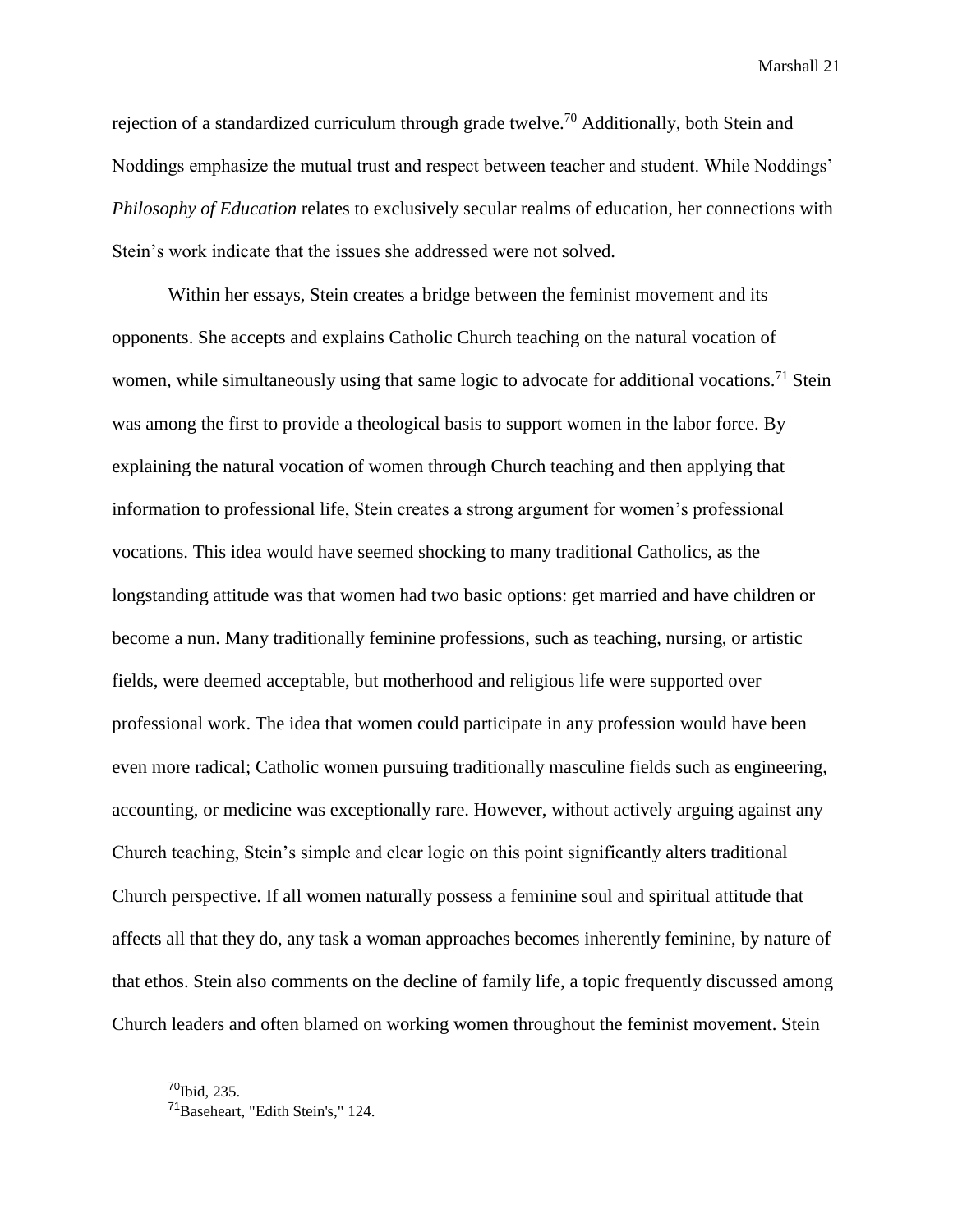rejection of a standardized curriculum through grade twelve.[70] Additionally, both Stein and Noddings emphasize the mutual trust and respect between teacher and student. While Noddings' *Philosophy of Education* relates to exclusively secular realms of education, her connections with Stein's work indicate that the issues she addressed were not solved.

Within her essays, Stein creates a bridge between the feminist movement and its opponents. She accepts and explains Catholic Church teaching on the natural vocation of women, while simultaneously using that same logic to advocate for additional vocations.[71] Stein was among the first to provide a theological basis to support women in the labor force. By explaining the natural vocation of women through Church teaching and then applying that information to professional life, Stein creates a strong argument for women's professional vocations. This idea would have seemed shocking to many traditional Catholics, as the longstanding attitude was that women had two basic options: get married and have children or become a nun. Many traditionally feminine professions, such as teaching, nursing, or artistic fields, were deemed acceptable, but motherhood and religious life were supported over professional work. The idea that women could participate in any profession would have been even more radical; Catholic women pursuing traditionally masculine fields such as engineering, accounting, or medicine was exceptionally rare. However, without actively arguing against any Church teaching, Stein's simple and clear logic on this point significantly alters traditional Church perspective. If all women naturally possess a feminine soul and spiritual attitude that affects all that they do, any task a woman approaches becomes inherently feminine, by nature of that ethos. Stein also comments on the decline of family life, a topic frequently discussed among Church leaders and often blamed on working women throughout the feminist movement. Stein

---

[70] Ibid, 235.
[71] Baseheart, "Edith Stein's," 124.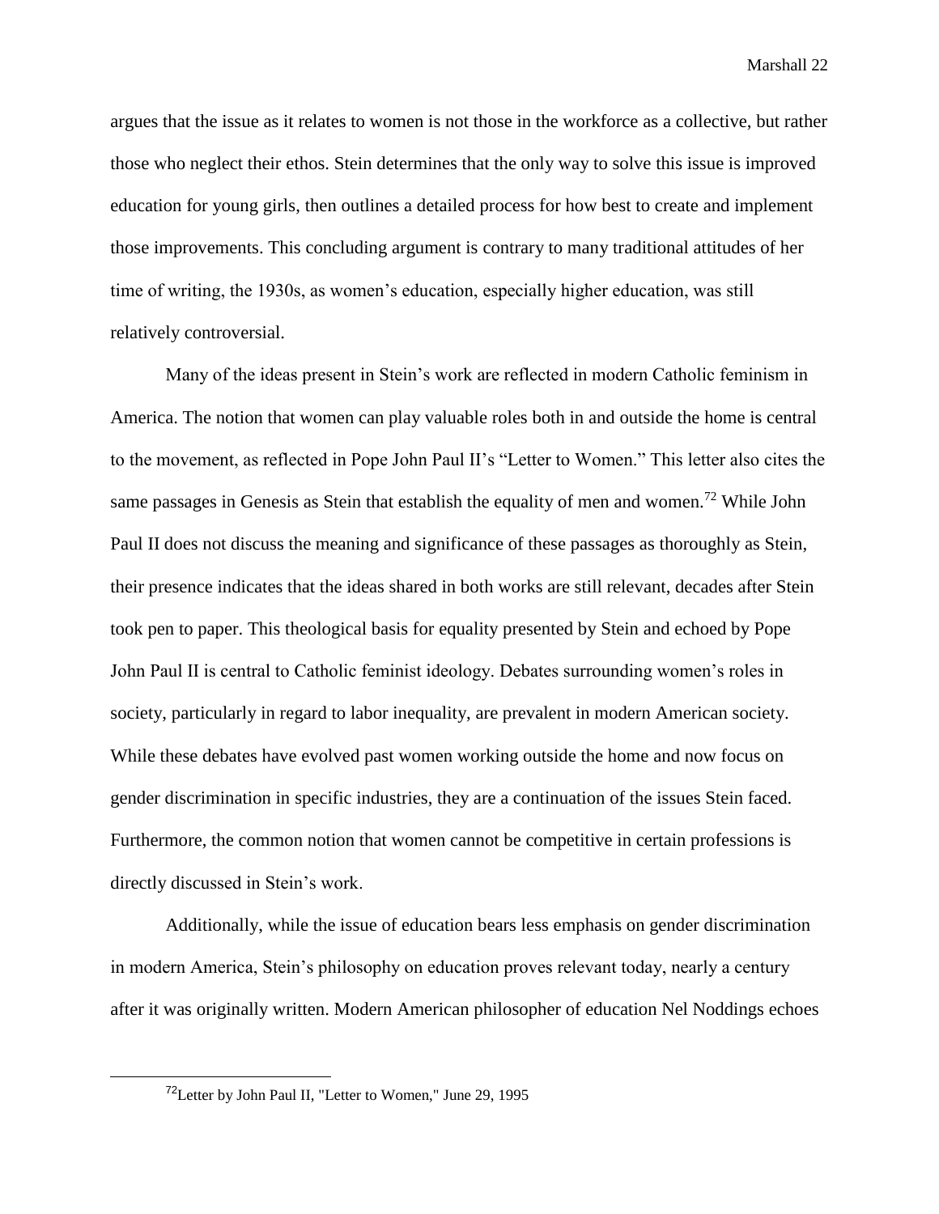argues that the issue as it relates to women is not those in the workforce as a collective, but rather those who neglect their ethos. Stein determines that the only way to solve this issue is improved education for young girls, then outlines a detailed process for how best to create and implement those improvements. This concluding argument is contrary to many traditional attitudes of her time of writing, the 1930s, as women's education, especially higher education, was still relatively controversial.

Many of the ideas present in Stein's work are reflected in modern Catholic feminism in America. The notion that women can play valuable roles both in and outside the home is central to the movement, as reflected in Pope John Paul II's "Letter to Women." This letter also cites the same passages in Genesis as Stein that establish the equality of men and women.[72] While John Paul II does not discuss the meaning and significance of these passages as thoroughly as Stein, their presence indicates that the ideas shared in both works are still relevant, decades after Stein took pen to paper. This theological basis for equality presented by Stein and echoed by Pope John Paul II is central to Catholic feminist ideology. Debates surrounding women's roles in society, particularly in regard to labor inequality, are prevalent in modern American society. While these debates have evolved past women working outside the home and now focus on gender discrimination in specific industries, they are a continuation of the issues Stein faced. Furthermore, the common notion that women cannot be competitive in certain professions is directly discussed in Stein's work.

Additionally, while the issue of education bears less emphasis on gender discrimination in modern America, Stein's philosophy on education proves relevant today, nearly a century after it was originally written. Modern American philosopher of education Nel Noddings echoes

---

[72] Letter by John Paul II, "Letter to Women," June 29, 1995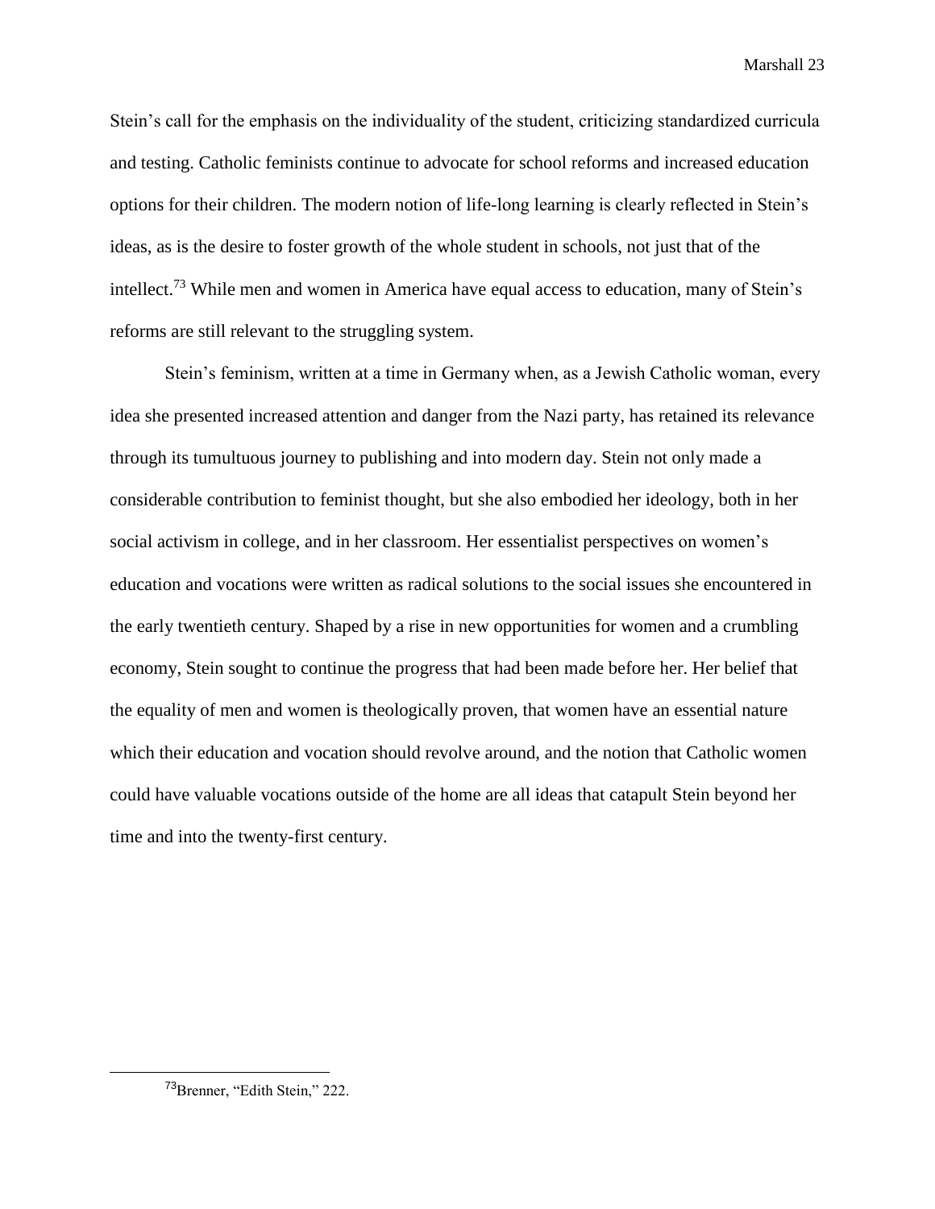Stein's call for the emphasis on the individuality of the student, criticizing standardized curricula and testing. Catholic feminists continue to advocate for school reforms and increased education options for their children. The modern notion of life-long learning is clearly reflected in Stein's ideas, as is the desire to foster growth of the whole student in schools, not just that of the intellect.[73] While men and women in America have equal access to education, many of Stein's reforms are still relevant to the struggling system.

Stein's feminism, written at a time in Germany when, as a Jewish Catholic woman, every idea she presented increased attention and danger from the Nazi party, has retained its relevance through its tumultuous journey to publishing and into modern day. Stein not only made a considerable contribution to feminist thought, but she also embodied her ideology, both in her social activism in college, and in her classroom. Her essentialist perspectives on women's education and vocations were written as radical solutions to the social issues she encountered in the early twentieth century. Shaped by a rise in new opportunities for women and a crumbling economy, Stein sought to continue the progress that had been made before her. Her belief that the equality of men and women is theologically proven, that women have an essential nature which their education and vocation should revolve around, and the notion that Catholic women could have valuable vocations outside of the home are all ideas that catapult Stein beyond her time and into the twenty-first century.

---

[73] Brenner, "Edith Stein," 222.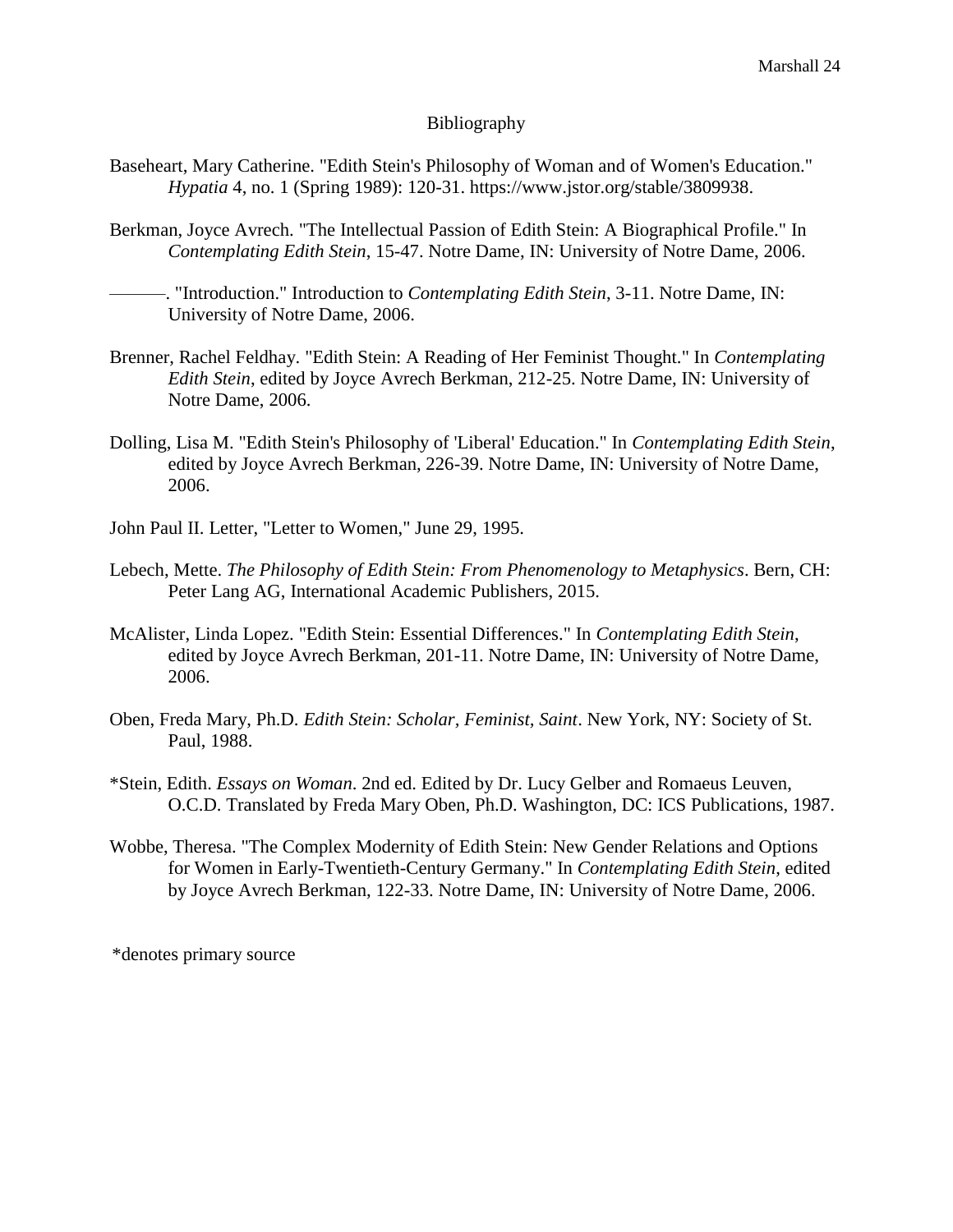# Bibliography

Baseheart, Mary Catherine. "Edith Stein's Philosophy of Woman and of Women's Education." *Hypatia* 4, no. 1 (Spring 1989): 120-31. https://www.jstor.org/stable/3809938.

Berkman, Joyce Avrech. "The Intellectual Passion of Edith Stein: A Biographical Profile." In *Contemplating Edith Stein*, 15-47. Notre Dame, IN: University of Notre Dame, 2006.

———. "Introduction." Introduction to *Contemplating Edith Stein*, 3-11. Notre Dame, IN: University of Notre Dame, 2006.

Brenner, Rachel Feldhay. "Edith Stein: A Reading of Her Feminist Thought." In *Contemplating Edith Stein*, edited by Joyce Avrech Berkman, 212-25. Notre Dame, IN: University of Notre Dame, 2006.

Dolling, Lisa M. "Edith Stein's Philosophy of 'Liberal' Education." In *Contemplating Edith Stein*, edited by Joyce Avrech Berkman, 226-39. Notre Dame, IN: University of Notre Dame, 2006.

John Paul II. Letter, "Letter to Women," June 29, 1995.

Lebech, Mette. *The Philosophy of Edith Stein: From Phenomenology to Metaphysics*. Bern, CH: Peter Lang AG, International Academic Publishers, 2015.

McAlister, Linda Lopez. "Edith Stein: Essential Differences." In *Contemplating Edith Stein*, edited by Joyce Avrech Berkman, 201-11. Notre Dame, IN: University of Notre Dame, 2006.

Oben, Freda Mary, Ph.D. *Edith Stein: Scholar, Feminist, Saint*. New York, NY: Society of St. Paul, 1988.

*Stein, Edith. *Essays on Woman*. 2nd ed. Edited by Dr. Lucy Gelber and Romaeus Leuven, O.C.D. Translated by Freda Mary Oben, Ph.D. Washington, DC: ICS Publications, 1987.

Wobbe, Theresa. "The Complex Modernity of Edith Stein: New Gender Relations and Options for Women in Early-Twentieth-Century Germany." In *Contemplating Edith Stein*, edited by Joyce Avrech Berkman, 122-33. Notre Dame, IN: University of Notre Dame, 2006.

*denotes primary source